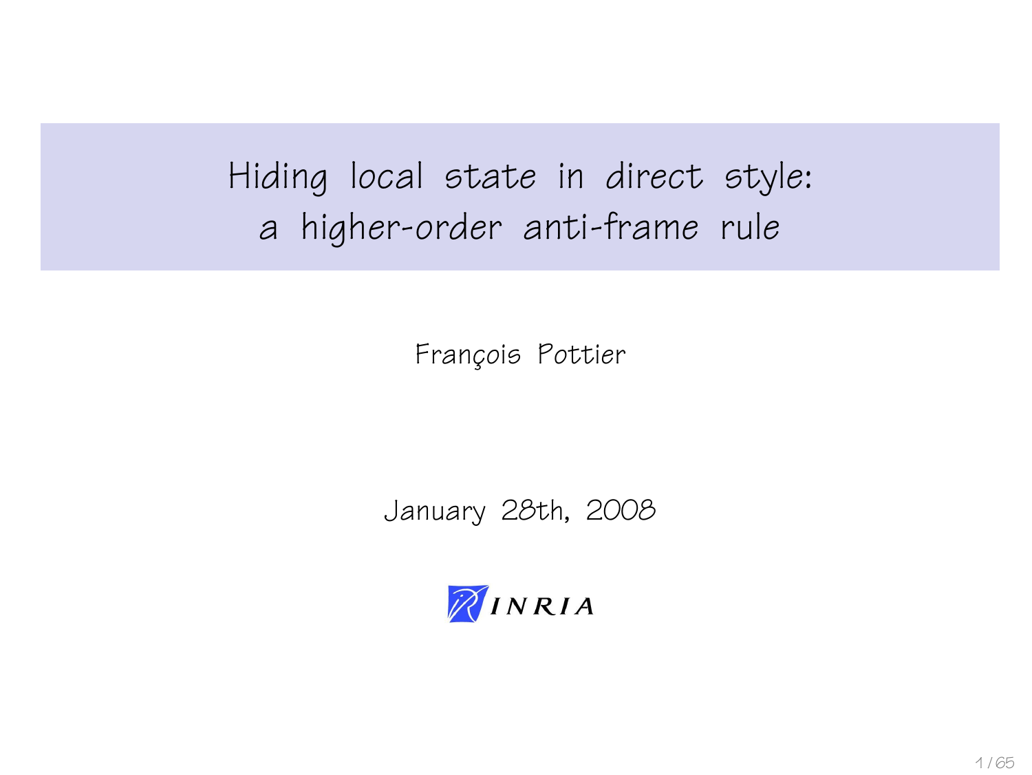# Hiding local state in direct style: a higher-order anti-frame rule

François Pottier

January 28th, 2008

INRIA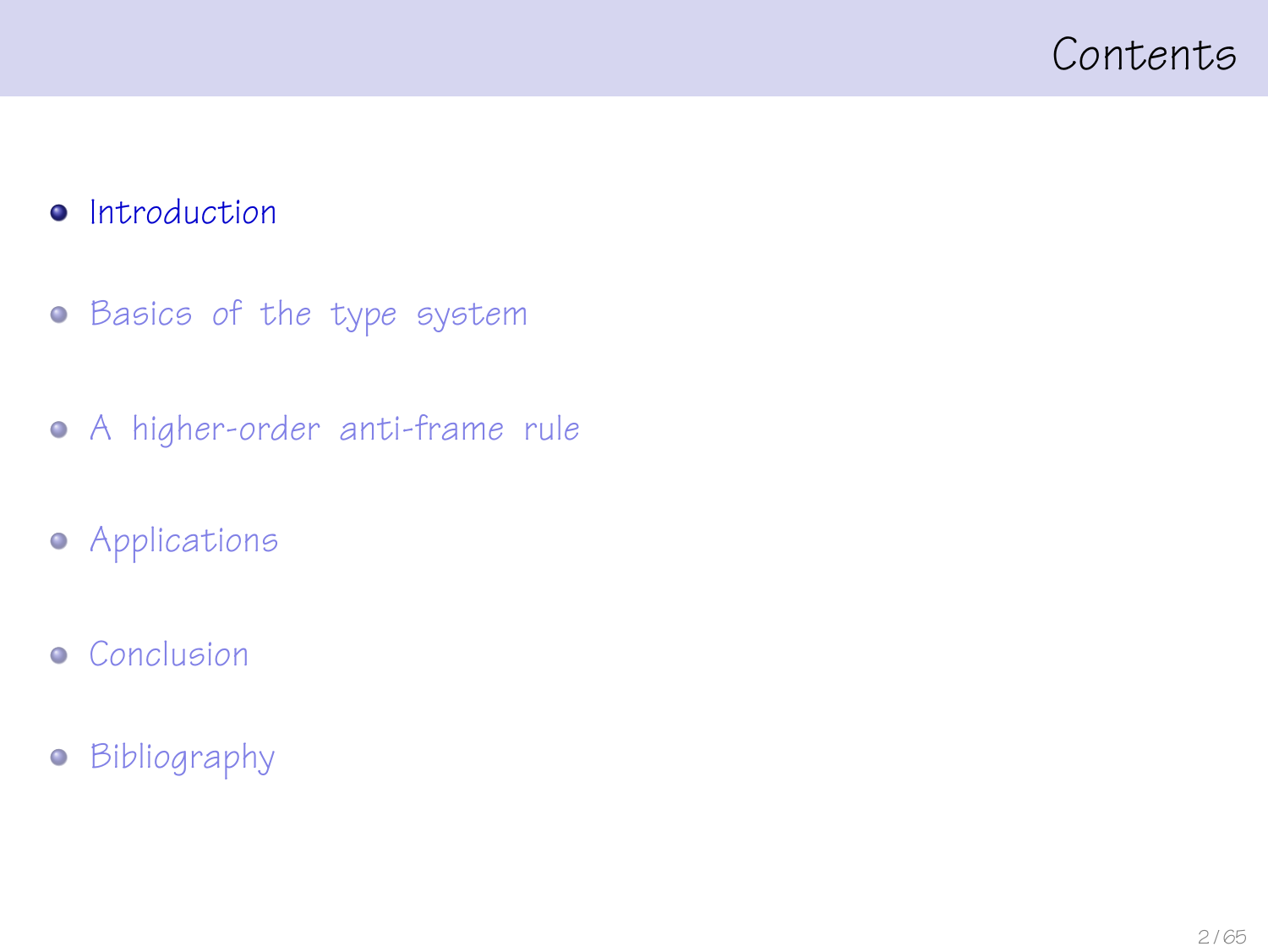# Contents

- Introduction
- Basics of the type system
- A higher-order anti-frame rule
- Applications
- Conclusion
- Bibliography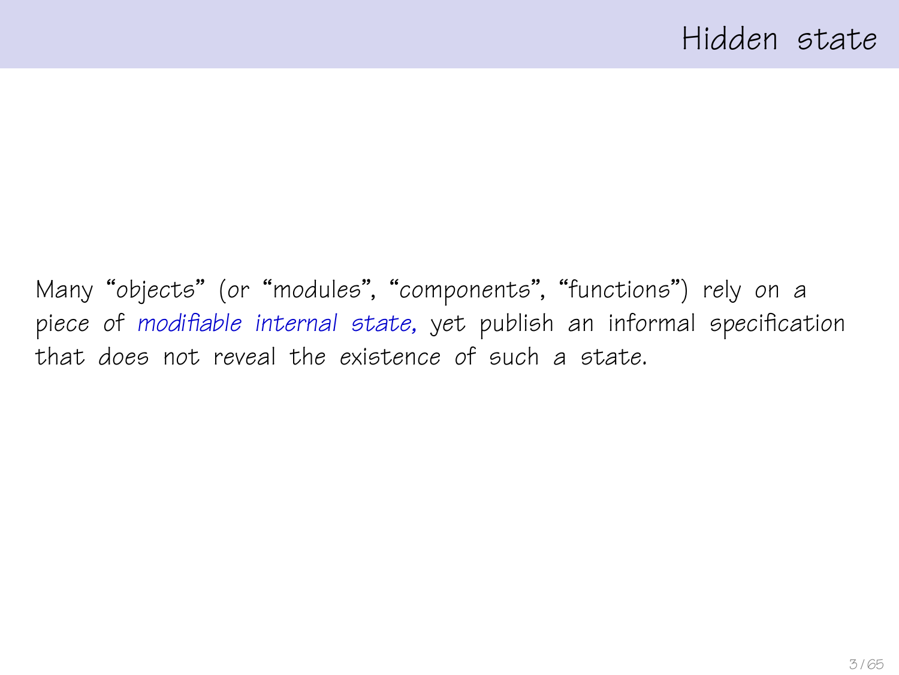# Hidden state

Many "objects" (or "modules", "components", "functions") rely on a piece of *modifiable internal state,* yet publish an informal specification that does not reveal the existence of such a state.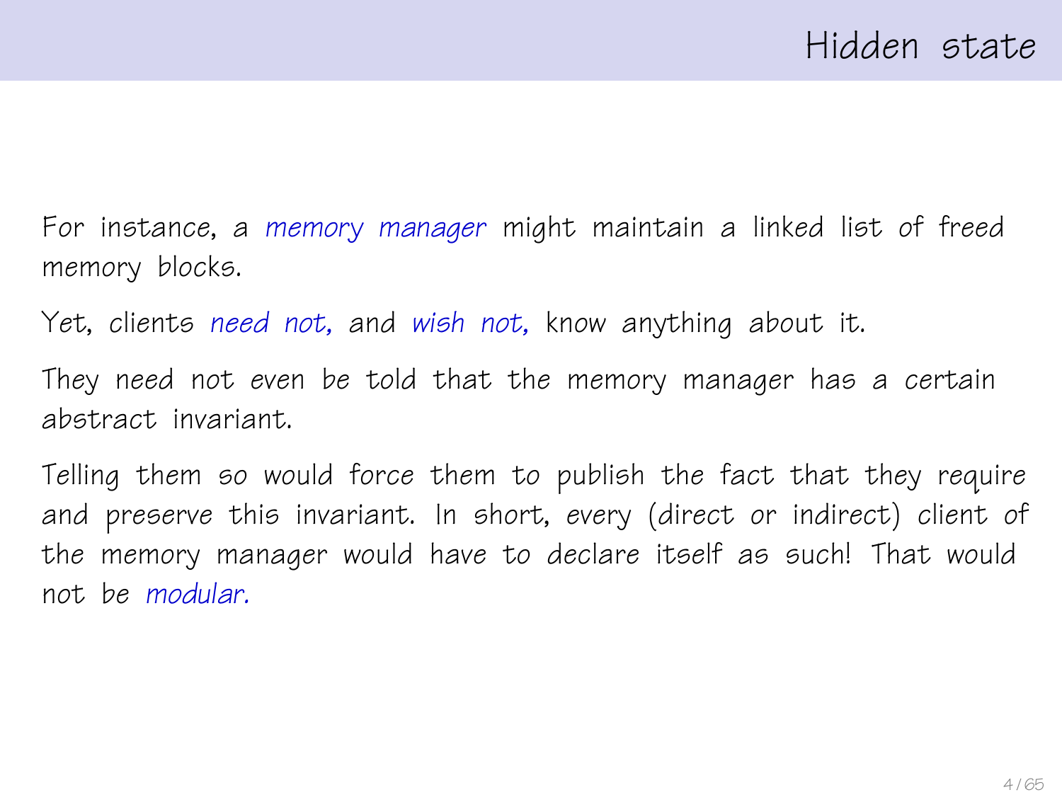# Hidden state

For instance, a *memory manager* might maintain a linked list of freed memory blocks.

Yet, clients *need not,* and *wish not,* know anything about it.

They need not even be told that the memory manager has a certain abstract invariant.

Telling them so would force them to publish the fact that they require and preserve this invariant. In short, every (direct or indirect) client of the memory manager would have to declare itself as such! That would not be *modular.*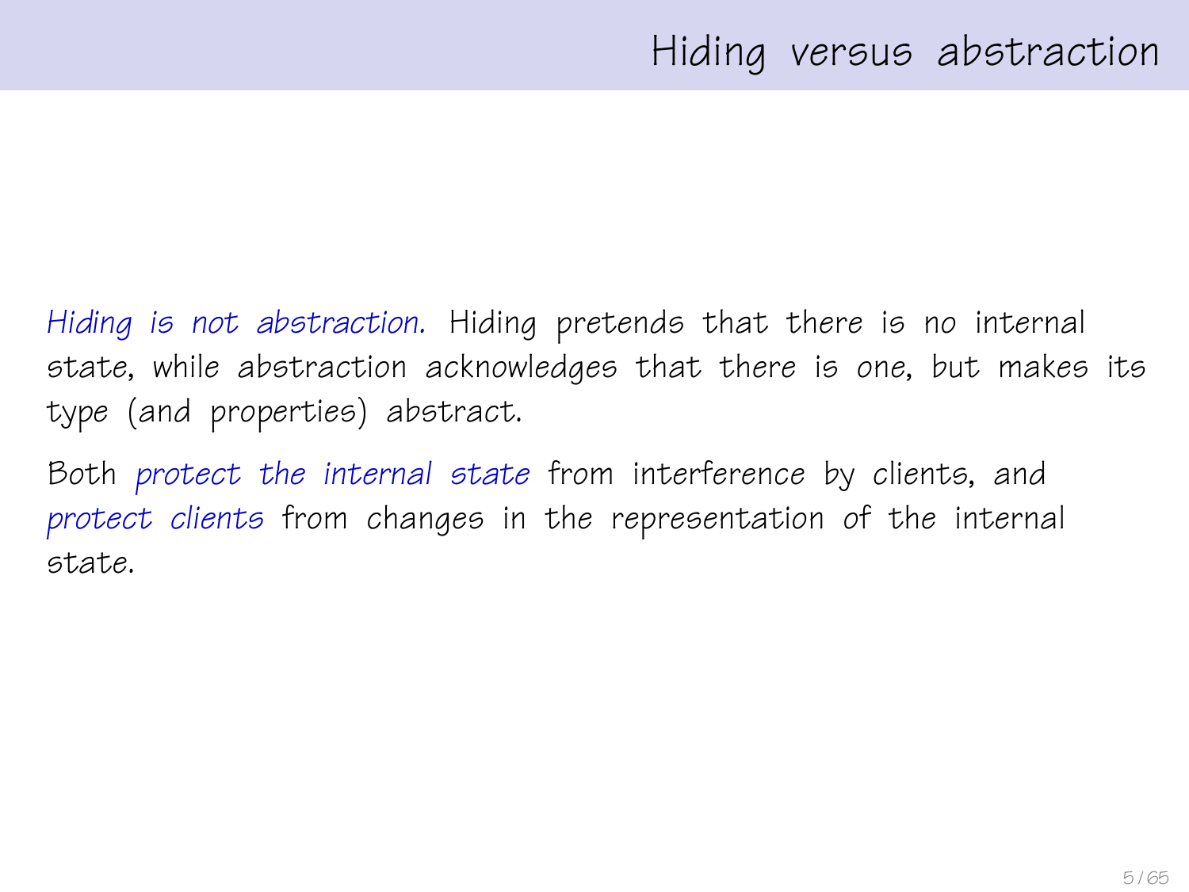# Hiding versus abstraction

*Hiding is not abstraction.* Hiding pretends that there is no internal state, while abstraction acknowledges that there is one, but makes its type (and properties) abstract.

Both *protect the internal state* from interference by clients, and *protect clients* from changes in the representation of the internal state.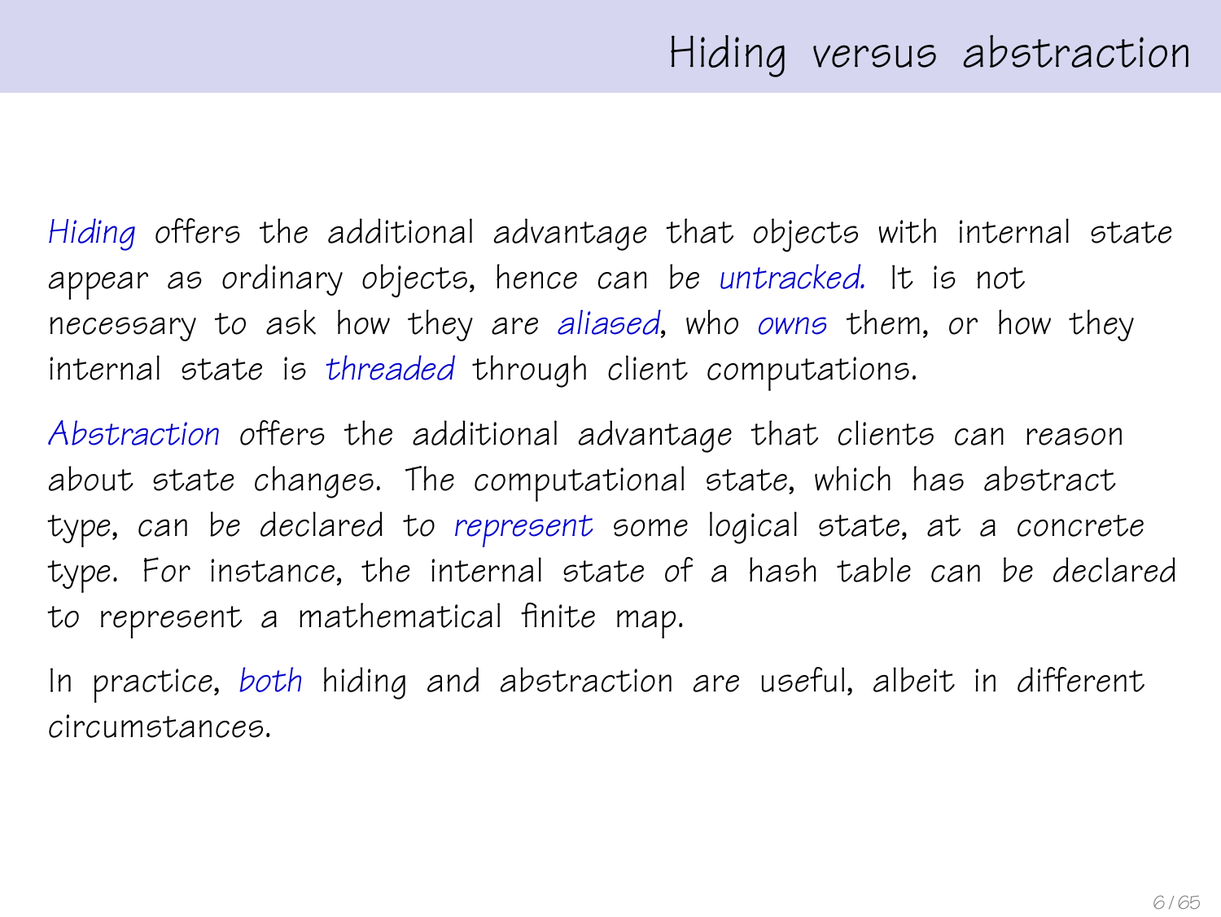# Hiding versus abstraction

*Hiding* offers the additional advantage that objects with internal state appear as ordinary objects, hence can be *untracked.* It is not necessary to ask how they are *aliased*, who *owns* them, or how they internal state is *threaded* through client computations.

*Abstraction* offers the additional advantage that clients can reason about state changes. The computational state, which has abstract type, can be declared to *represent* some logical state, at a concrete type. For instance, the internal state of a hash table can be declared to represent a mathematical finite map.

In practice, *both* hiding and abstraction are useful, albeit in different circumstances.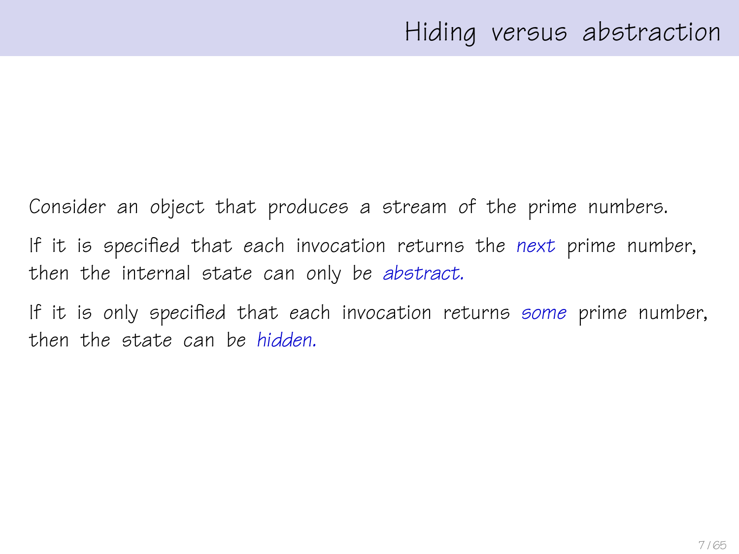# Hiding versus abstraction

Consider an object that produces a stream of the prime numbers.

If it is specified that each invocation returns the *next* prime number, then the internal state can only be *abstract.*

If it is only specified that each invocation returns *some* prime number, then the state can be *hidden.*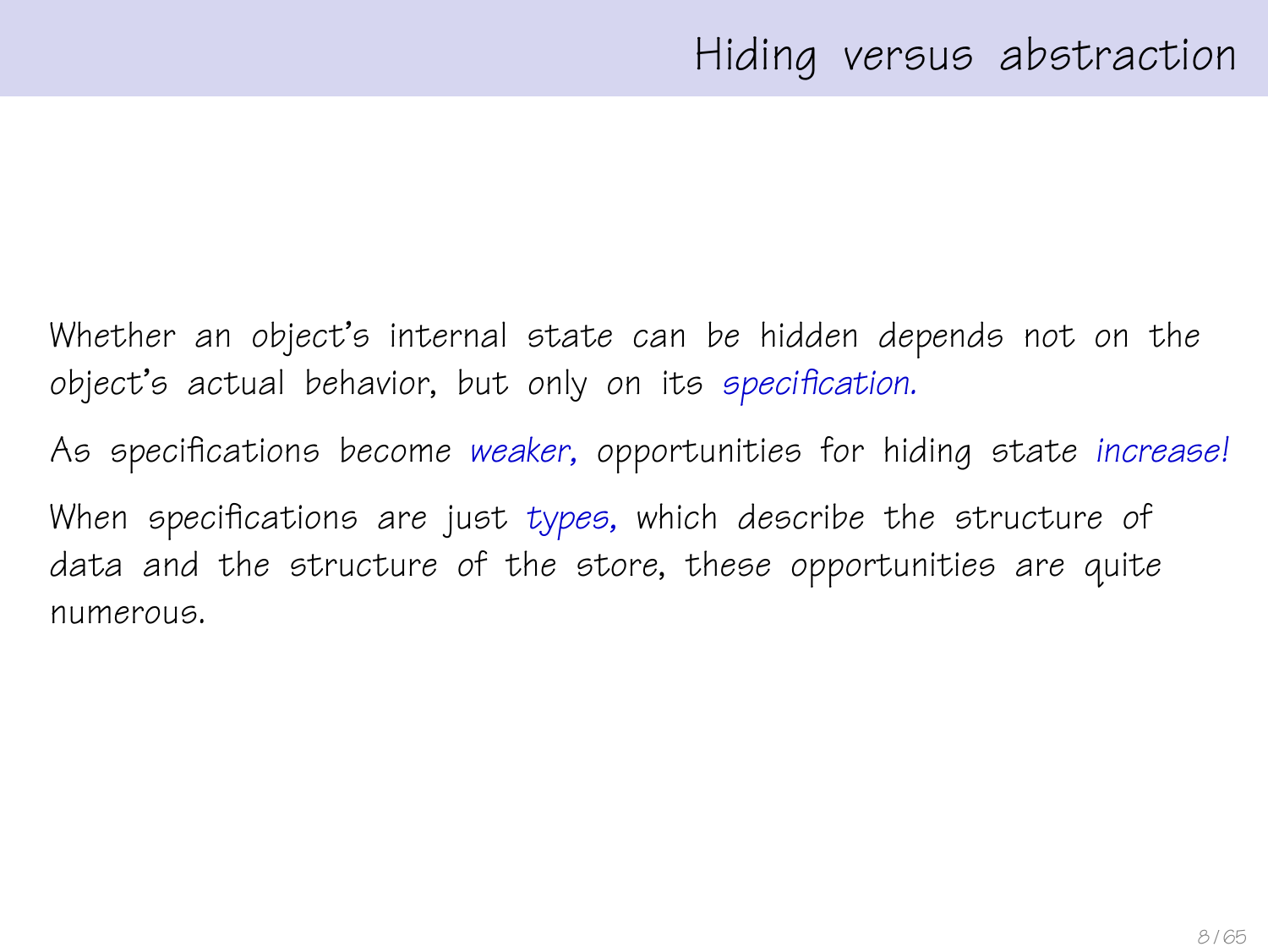# Hiding versus abstraction

Whether an object's internal state can be hidden depends not on the object's actual behavior, but only on its *specification.*

As specifications become *weaker,* opportunities for hiding state *increase!*

When specifications are just *types,* which describe the structure of data and the structure of the store, these opportunities are quite numerous.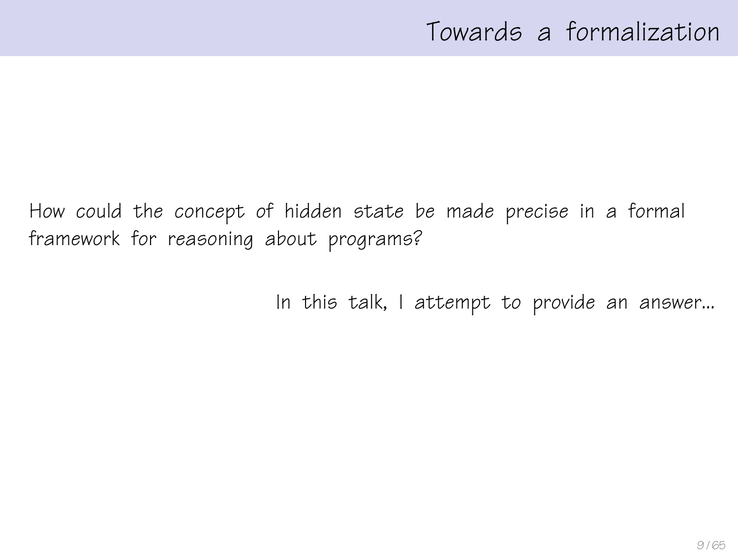# Towards a formalization

How could the concept of hidden state be made precise in a formal framework for reasoning about programs?

In this talk, I attempt to provide an answer...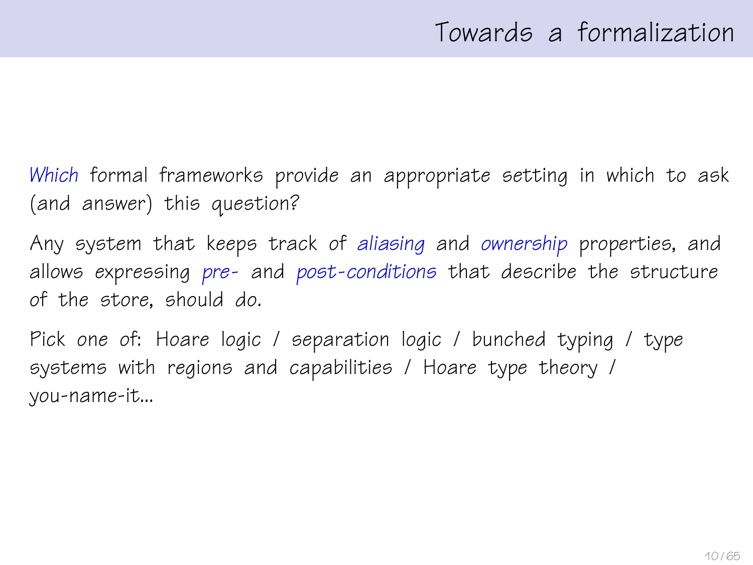# Towards a formalization

*Which* formal frameworks provide an appropriate setting in which to ask (and answer) this question?

Any system that keeps track of *aliasing* and *ownership* properties, and allows expressing *pre-* and *post-conditions* that describe the structure of the store, should do.

Pick one of: Hoare logic / separation logic / bunched typing / type systems with regions and capabilities / Hoare type theory / you-name-it...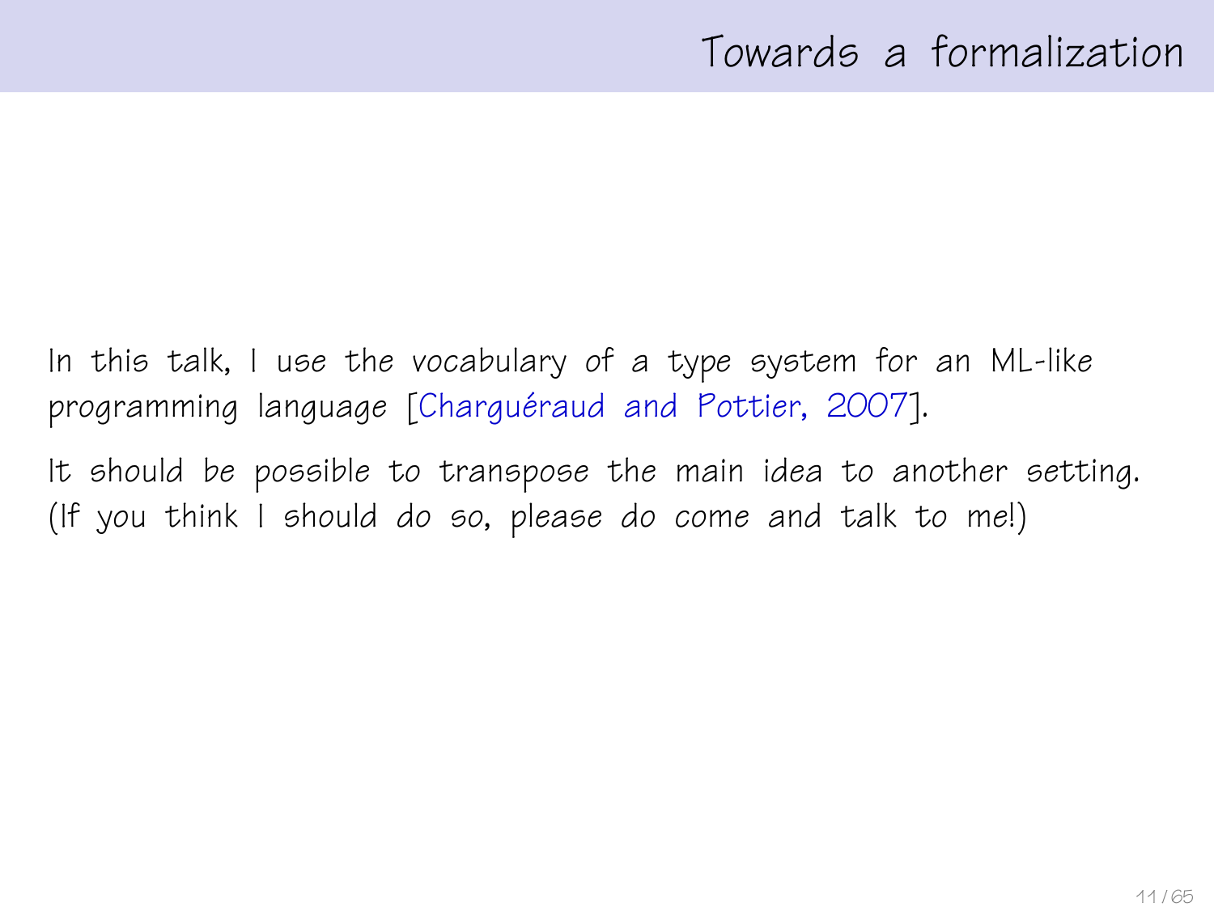# Towards a formalization

In this talk, I use the vocabulary of a type system for an ML-like programming language [Charguéraud and Pottier, 2007].

It should be possible to transpose the main idea to another setting. (If you think I should do so, please *do* come and talk to me!)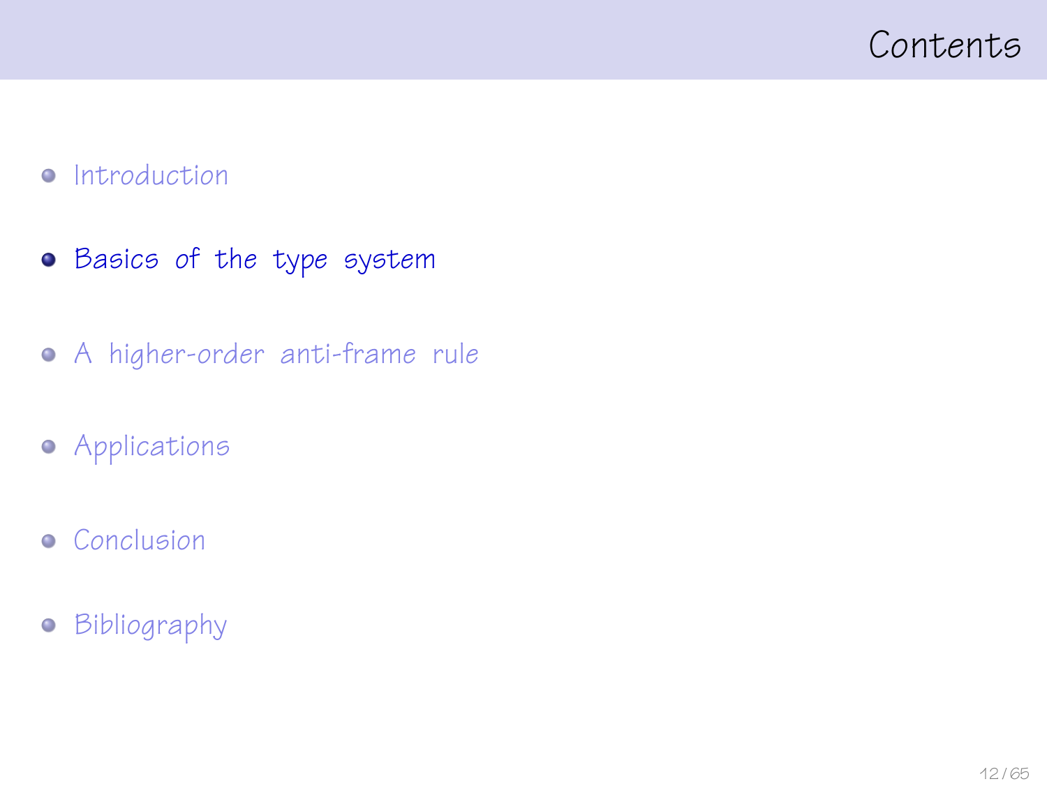# Contents

- Introduction
- **Basics of the type system**
- A higher-order anti-frame rule
- Applications
- Conclusion
- Bibliography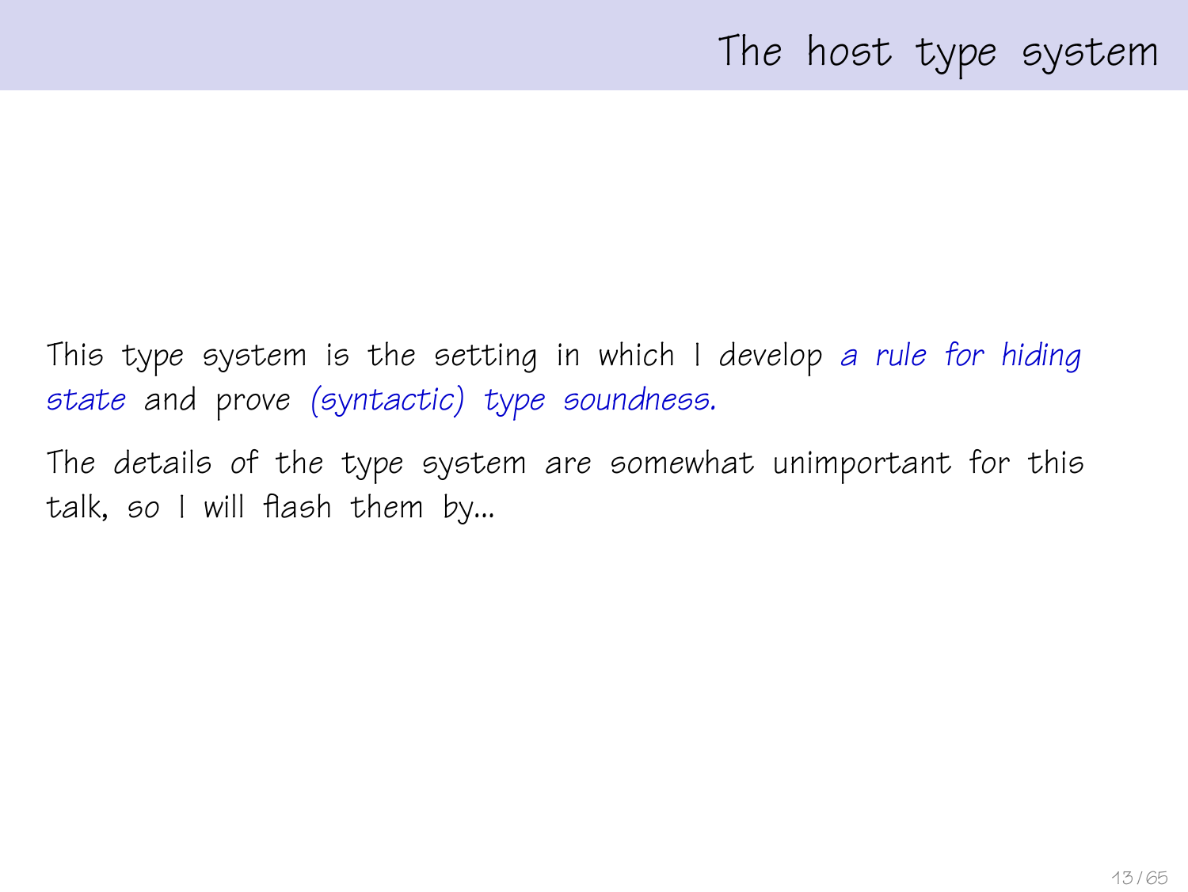# The host type system

This type system is the setting in which I develop *a rule for hiding state* and prove *(syntactic) type soundness.*

The details of the type system are somewhat unimportant for this talk, so I will flash them by...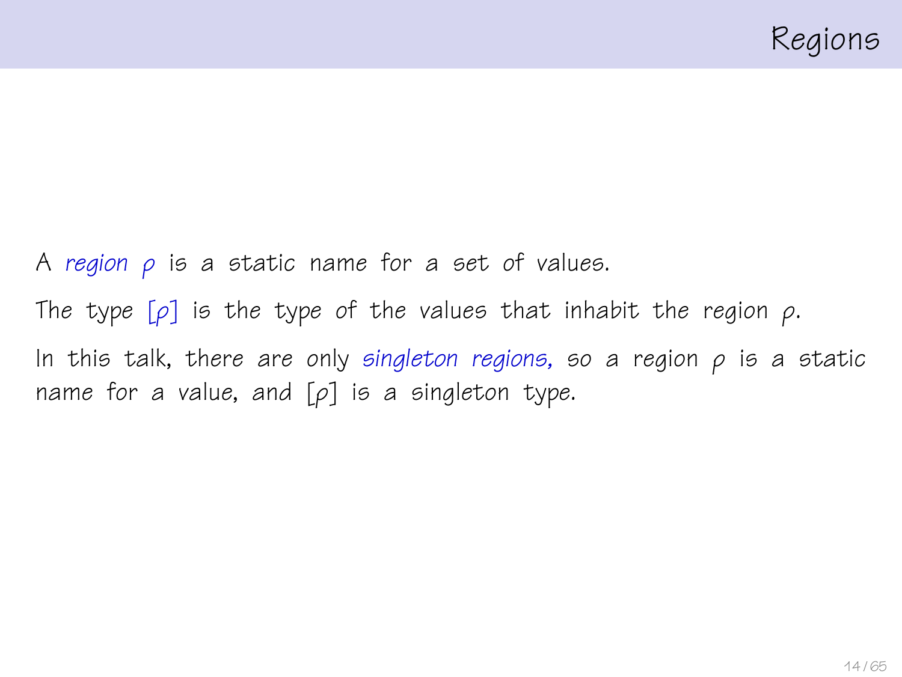# Regions

A *region* $\rho$ is a static name for a set of values.

The type $[\rho]$ is the type of the values that inhabit the region $\rho$.

In this talk, there are only *singleton regions,* so a region $\rho$ is a static name for a value, and $[\rho]$ is a singleton type.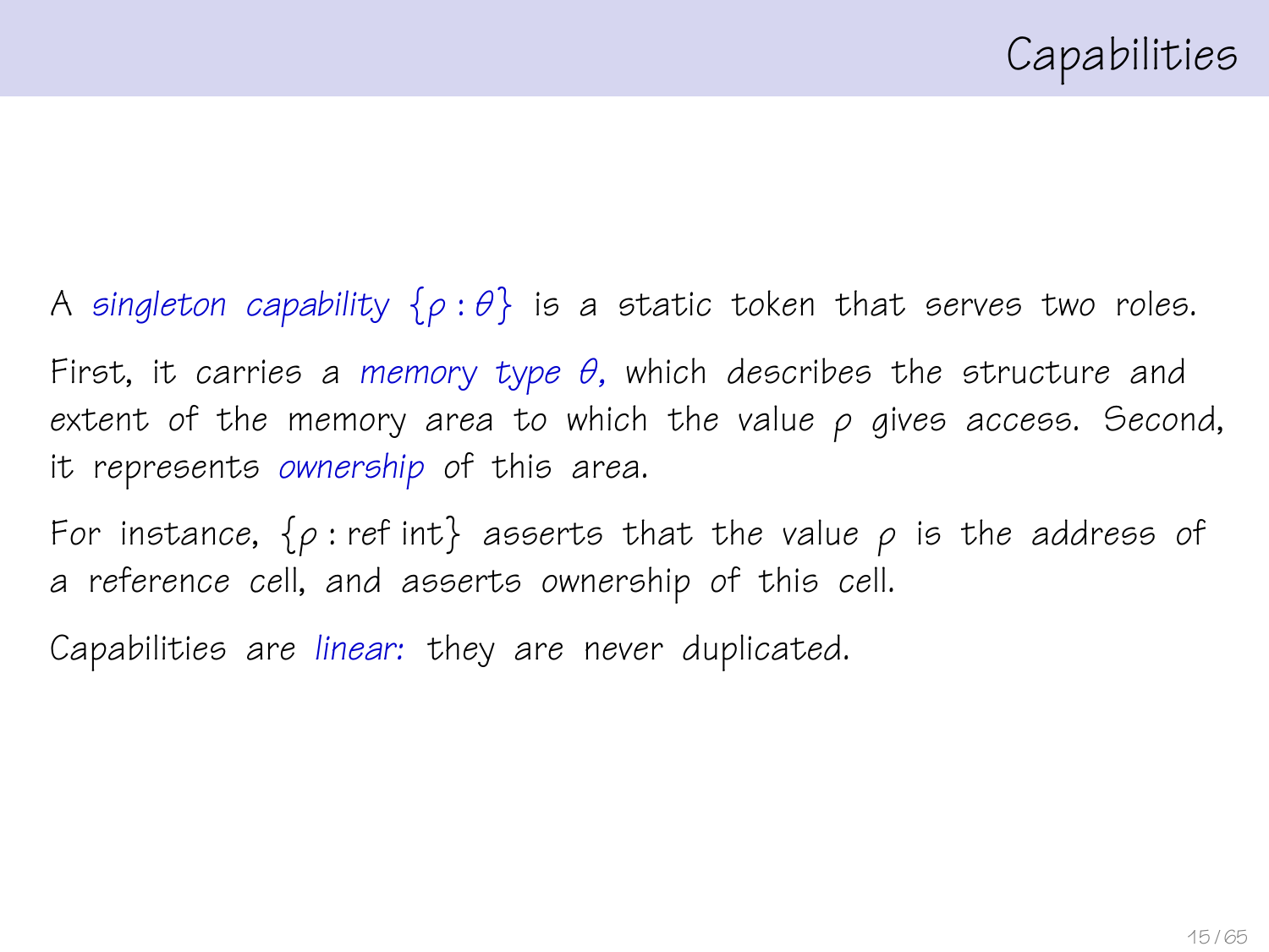# Capabilities

A *singleton capability* $\{\rho : \theta\}$ is a static token that serves two roles.

First, it carries a *memory type* $\theta$, which describes the structure and extent of the memory area to which the value $\rho$ gives access. Second, it represents *ownership* of this area.

For instance, $\{\rho : \text{ref int}\}$ asserts that the value $\rho$ is the address of a reference cell, and asserts ownership of this cell.

Capabilities are *linear:* they are never duplicated.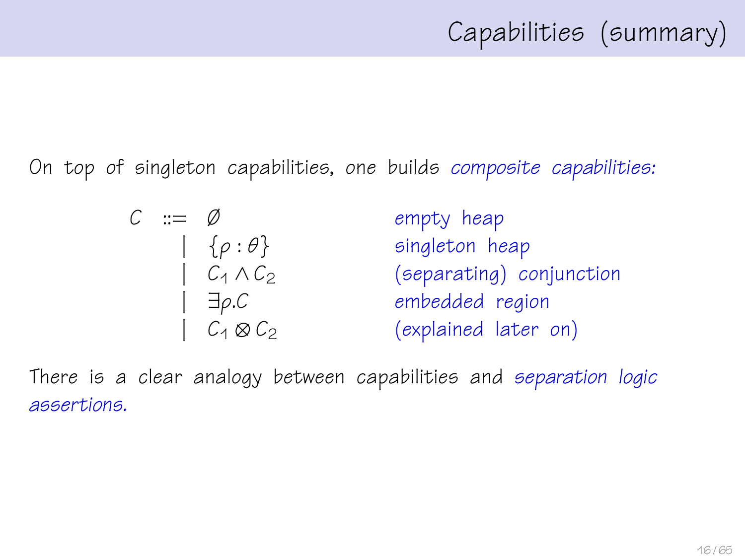# Capabilities (summary)

On top of singleton capabilities, one builds *composite capabilities:*

| | | | |
|---|---|---|---|
| $C$ | $::=$ | $\varnothing$ | *empty heap* |
| | $\mid$ | $\{\rho : \theta\}$ | *singleton heap* |
| | $\mid$ | $C_1 \wedge C_2$ | *(separating) conjunction* |
| | $\mid$ | $\exists \rho . C$ | *embedded region* |
| | $\mid$ | $C_1 \otimes C_2$ | *(explained later on)* |

There is a clear analogy between capabilities and *separation logic assertions.*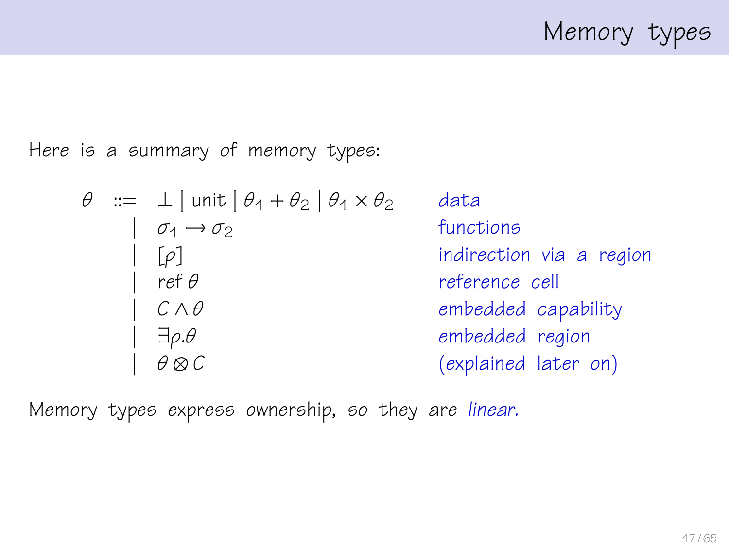# Memory types

Here is a summary of memory types:

$$
\begin{array}{rcll}
\theta & ::= & \bot \mid \mathsf{unit} \mid \theta_1 + \theta_2 \mid \theta_1 \times \theta_2 & \textit{data} \\
& \mid & \sigma_1 \rightarrow \sigma_2 & \textit{functions} \\
& \mid & [\rho] & \textit{indirection via a region} \\
& \mid & \mathsf{ref}\,\theta & \textit{reference cell} \\
& \mid & C \wedge \theta & \textit{embedded capability} \\
& \mid & \exists \rho . \theta & \textit{embedded region} \\
& \mid & \theta \otimes C & \textit{(explained later on)}
\end{array}
$$

Memory types express ownership, so they are *linear*.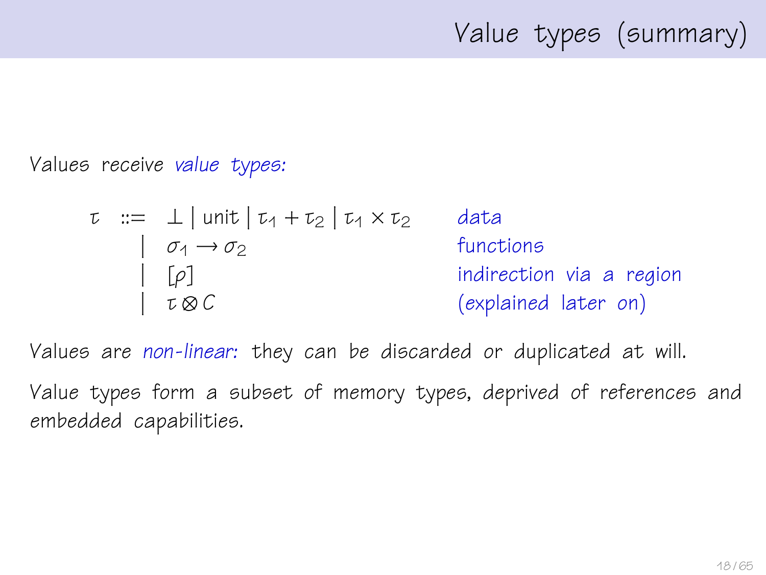# Value types (summary)

Values receive *value types:*

$$
\begin{array}{rcll}
\tau & ::= & \bot \mid \text{unit} \mid \tau_1 + \tau_2 \mid \tau_1 \times \tau_2 & \textit{data} \\
& \mid & \sigma_1 \rightarrow \sigma_2 & \textit{functions} \\
& \mid & [\rho] & \textit{indirection via a region} \\
& \mid & \tau \otimes C & \textit{(explained later on)}
\end{array}
$$

Values are *non-linear:* they can be discarded or duplicated at will.

Value types form a subset of memory types, deprived of references and embedded capabilities.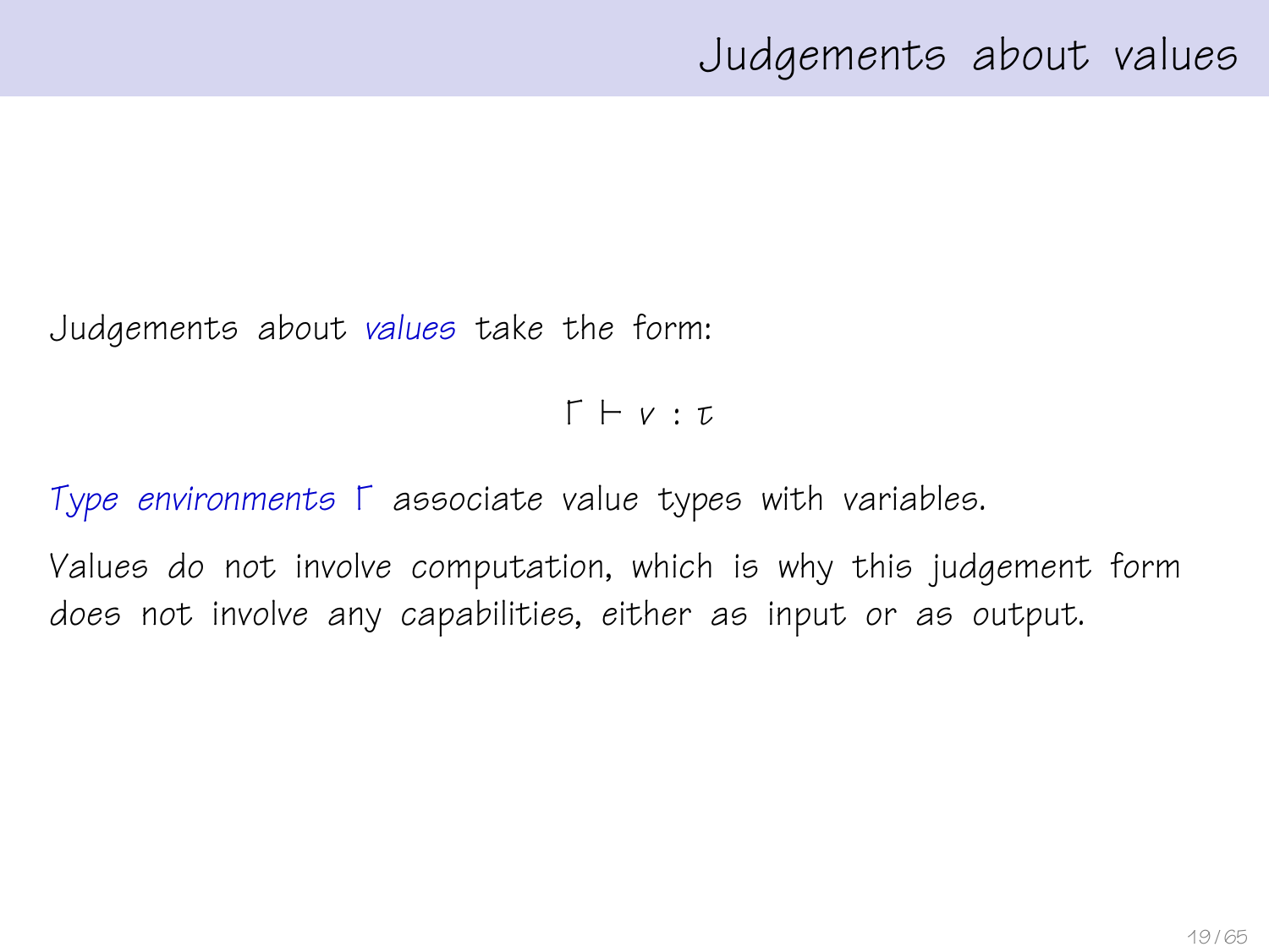# Judgements about values

Judgements about *values* take the form:

$$\Gamma \vdash v : \tau$$

*Type environments* $\Gamma$ associate value types with variables.

Values do not involve computation, which is why this judgement form does not involve any capabilities, either as input or as output.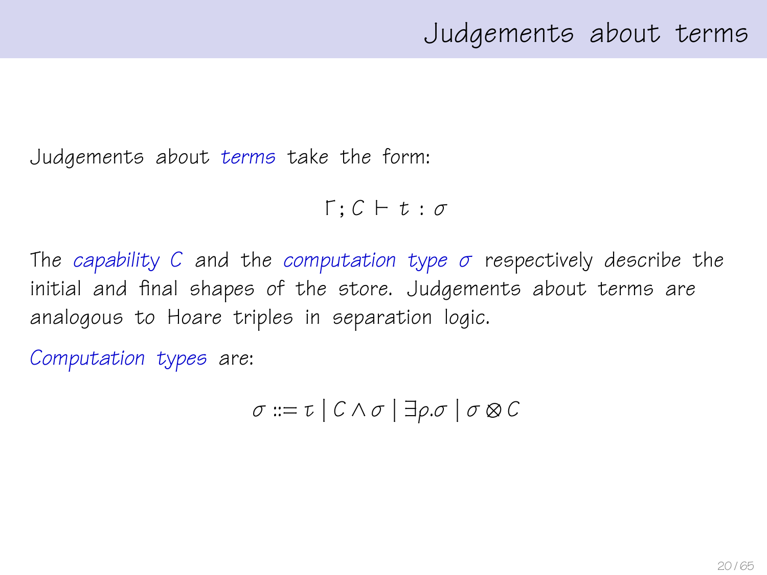# Judgements about terms

Judgements about *terms* take the form:

$$\Gamma ; C \vdash t : \sigma$$

The *capability* $C$ and the *computation type* $\sigma$ respectively describe the initial and final shapes of the store. Judgements about terms are analogous to Hoare triples in separation logic.

*Computation types* are:

$$\sigma ::= \tau \mid C \wedge \sigma \mid \exists \rho . \sigma \mid \sigma \otimes C$$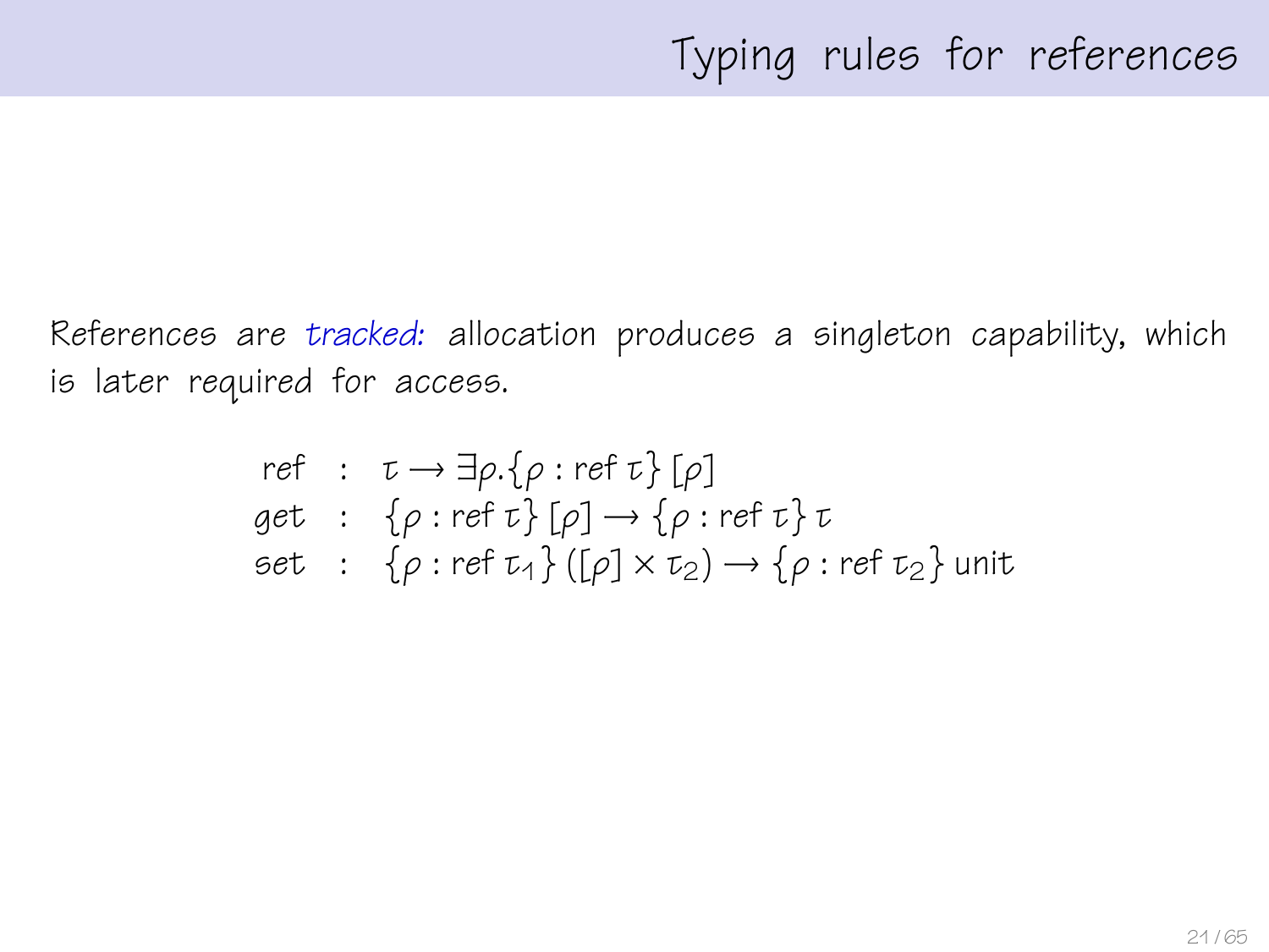# Typing rules for references

References are *tracked:* allocation produces a singleton capability, which is later required for access.

$$
\begin{array}{lcl}
\mathsf{ref} & : & \tau \rightarrow \exists \rho.\{\rho : \mathsf{ref}\ \tau\}\ [\rho] \\
\mathsf{get} & : & \{\rho : \mathsf{ref}\ \tau\}\ [\rho] \rightarrow \{\rho : \mathsf{ref}\ \tau\}\ \tau \\
\mathsf{set} & : & \{\rho : \mathsf{ref}\ \tau_1\}\ ([\rho] \times \tau_2) \rightarrow \{\rho : \mathsf{ref}\ \tau_2\}\ \mathsf{unit}
\end{array}
$$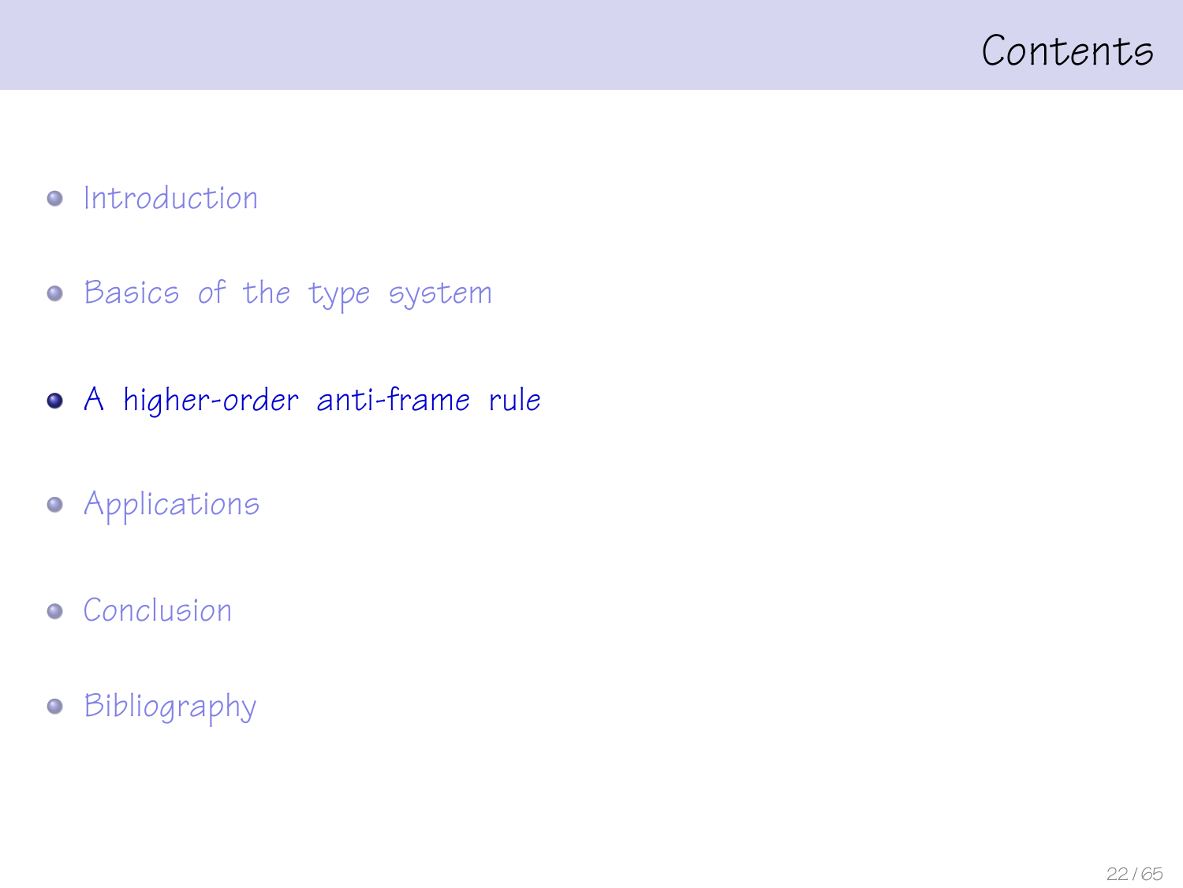# Contents

- Introduction
- Basics of the type system
- **A higher-order anti-frame rule**
- Applications
- Conclusion
- Bibliography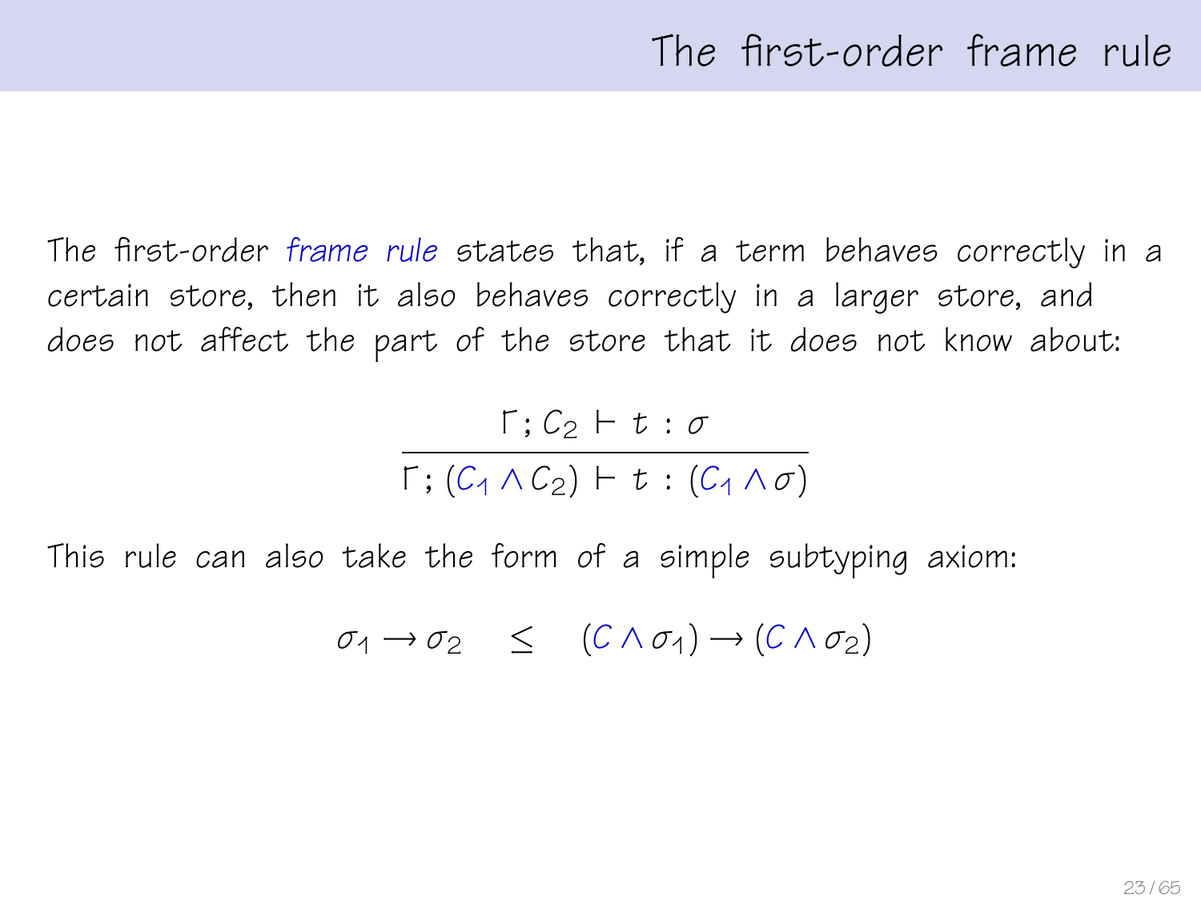# The first-order frame rule

The first-order *frame rule* states that, if a term behaves correctly in a certain store, then it also behaves correctly in a larger store, and does not affect the part of the store that it does not know about:

$$\frac{\Gamma; C_2 \vdash t : \sigma}{\Gamma; (C_1 \wedge C_2) \vdash t : (C_1 \wedge \sigma)}$$

This rule can also take the form of a simple subtyping axiom:

$$\sigma_1 \rightarrow \sigma_2 \quad \leq \quad (C \wedge \sigma_1) \rightarrow (C \wedge \sigma_2)$$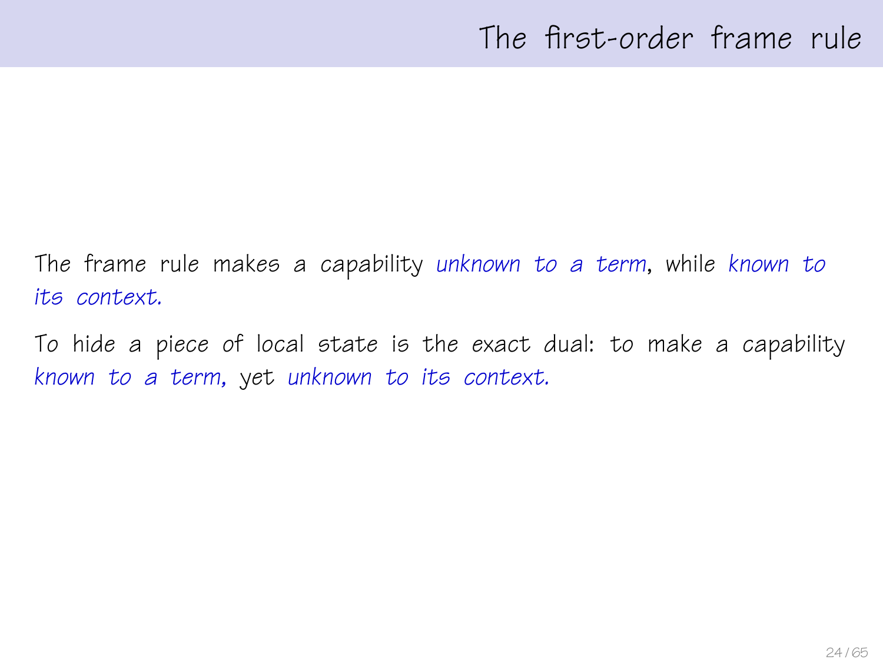# The first-order frame rule

The frame rule makes a capability *unknown to a term*, while *known to its context.*

To hide a piece of local state is the exact dual: to make a capability *known to a term,* yet *unknown to its context.*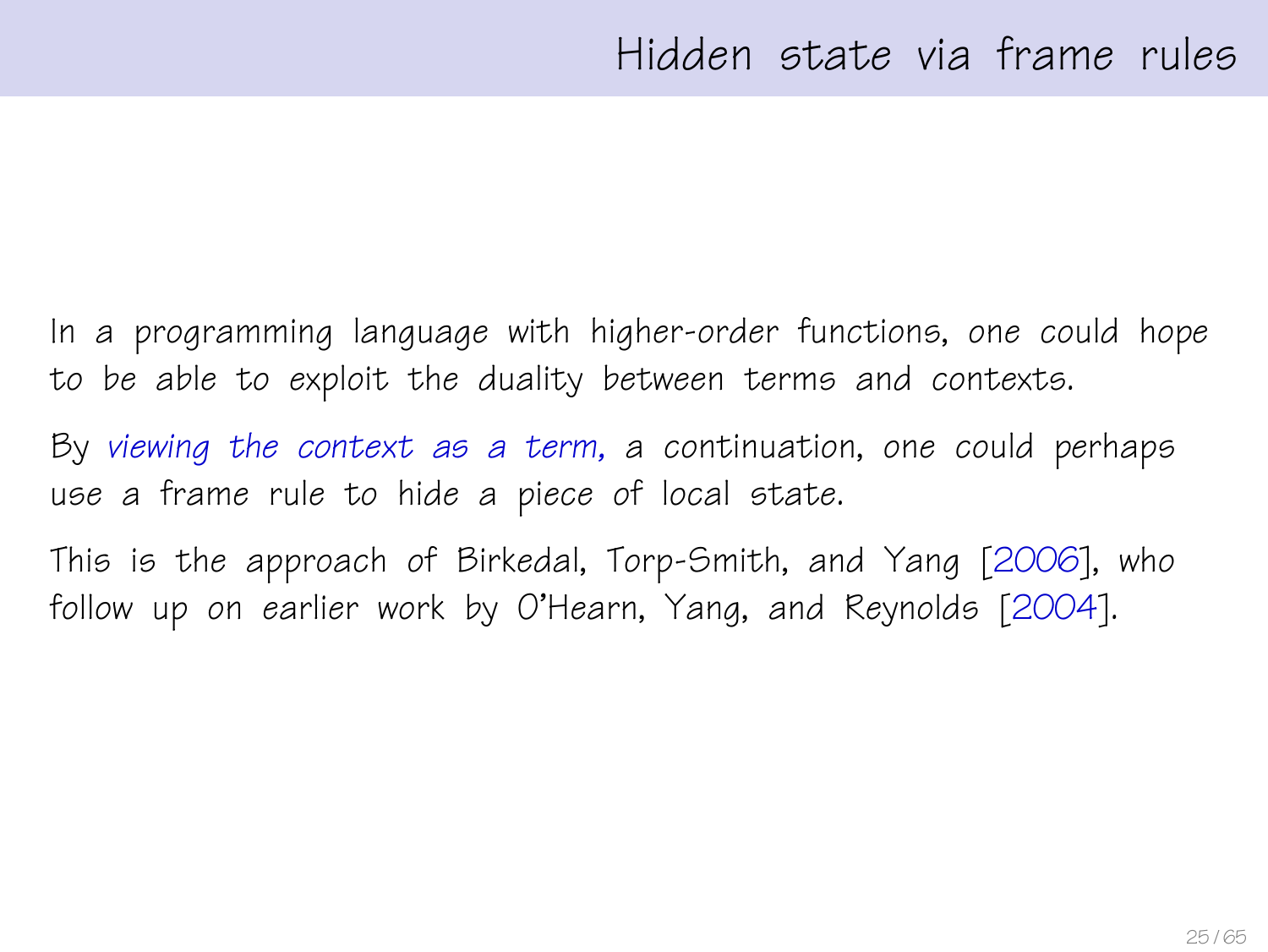# Hidden state via frame rules

In a programming language with higher-order functions, *one could hope* to be able to exploit the duality between terms and contexts.

By *viewing the context as a term*, a continuation, *one could perhaps* use a frame rule to hide a piece of local state.

This is the approach of Birkedal, Torp-Smith, and Yang [2006], who follow up on earlier work by O'Hearn, Yang, and Reynolds [2004].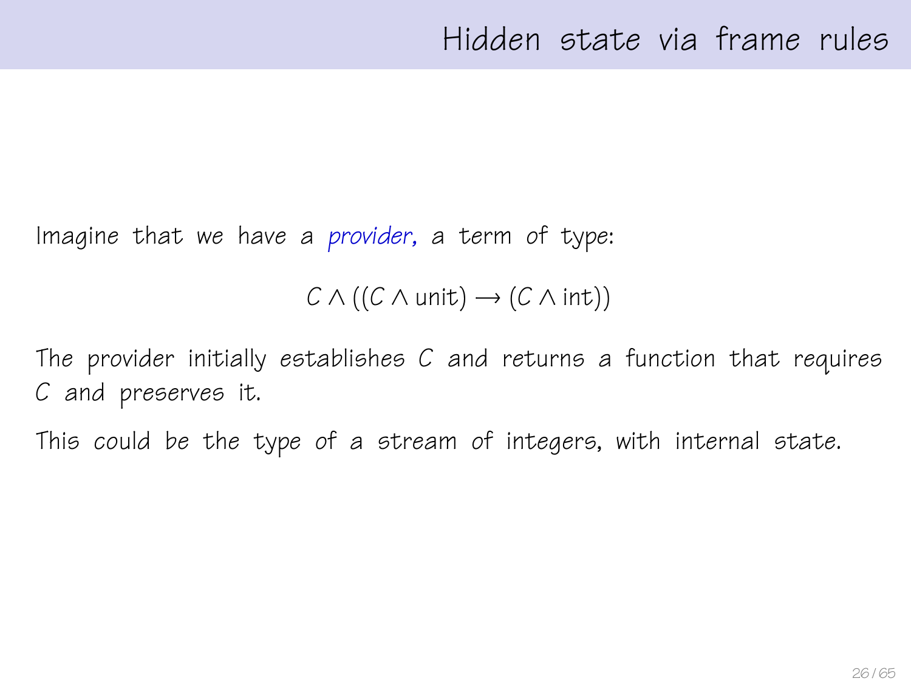# Hidden state via frame rules

Imagine that we have a *provider*, a term of type:

$$C \wedge ((C \wedge \text{unit}) \rightarrow (C \wedge \text{int}))$$

The provider initially establishes $C$ and returns a function that requires $C$ and preserves it.

This could be the type of a stream of integers, with internal state.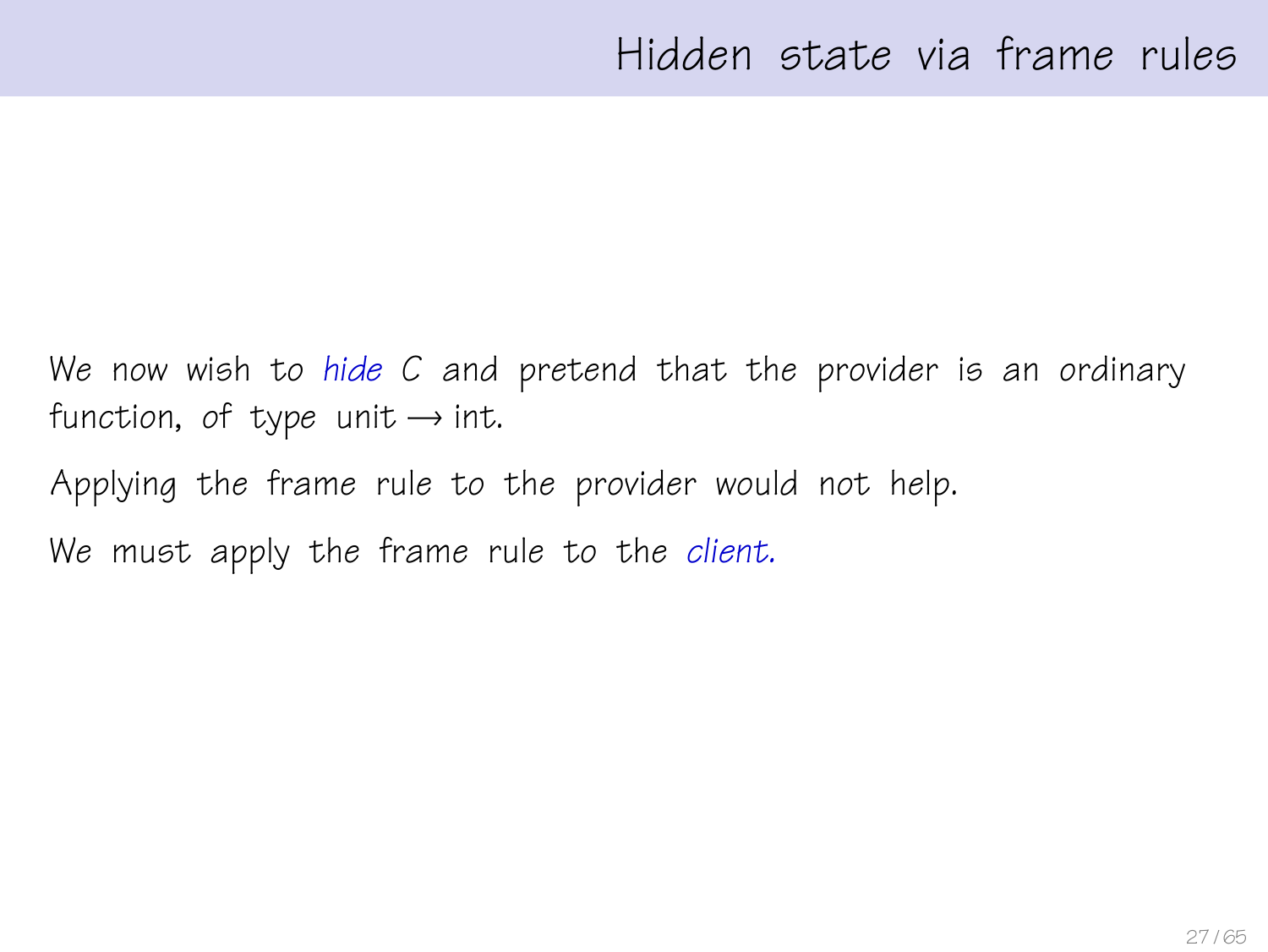# Hidden state via frame rules

We now wish to *hide* $C$ and pretend that the provider is an ordinary function, of type unit $\rightarrow$ int.

Applying the frame rule to the provider would not help.

We must apply the frame rule to the *client.*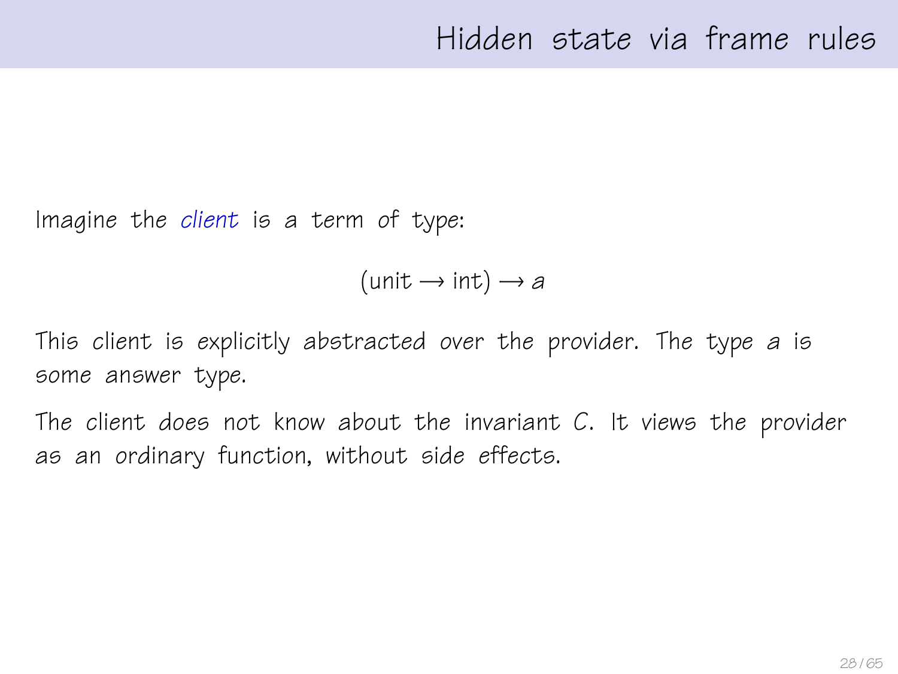# Hidden state via frame rules

Imagine the *client* is a term of type:

$$(\text{unit} \rightarrow \text{int}) \rightarrow a$$

This client is explicitly abstracted over the provider. The type $a$ is some answer type.

The client does not know about the invariant $C$. It views the provider as an ordinary function, without side effects.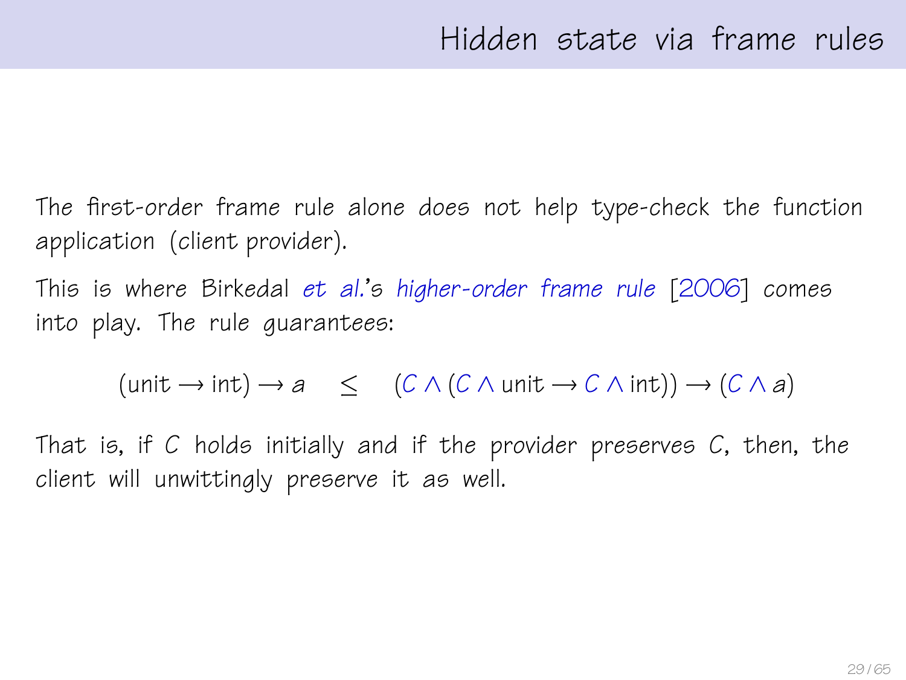# Hidden state via frame rules

The first-order frame rule alone does not help type-check the function application (client provider).

This is where Birkedal *et al.*'s *higher-order frame rule* [2006] comes into play. The rule guarantees:

$$(\mathsf{unit} \to \mathsf{int}) \to a \quad \leq \quad (C \wedge (C \wedge \mathsf{unit} \to C \wedge \mathsf{int})) \to (C \wedge a)$$

That is, if $C$ holds initially and if the provider preserves $C$, then, the client will unwittingly preserve it as well.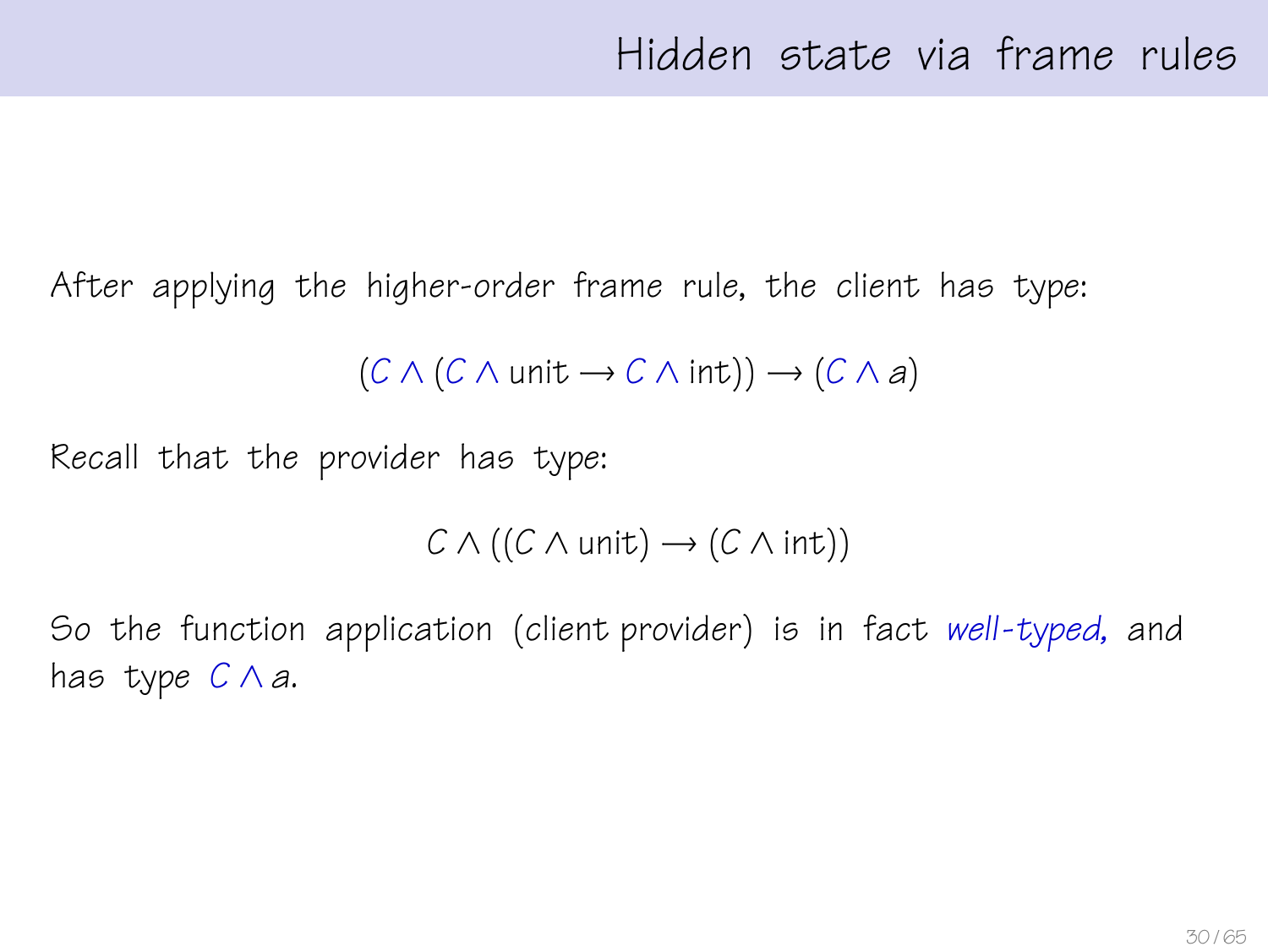# Hidden state via frame rules

After applying the higher-order frame rule, the client has type:

$$(C \wedge (C \wedge \text{unit} \rightarrow C \wedge \text{int})) \rightarrow (C \wedge a)$$

Recall that the provider has type:

$$C \wedge ((C \wedge \text{unit}) \rightarrow (C \wedge \text{int}))$$

So the function application (client provider) is in fact *well-typed*, and has type $C \wedge a$.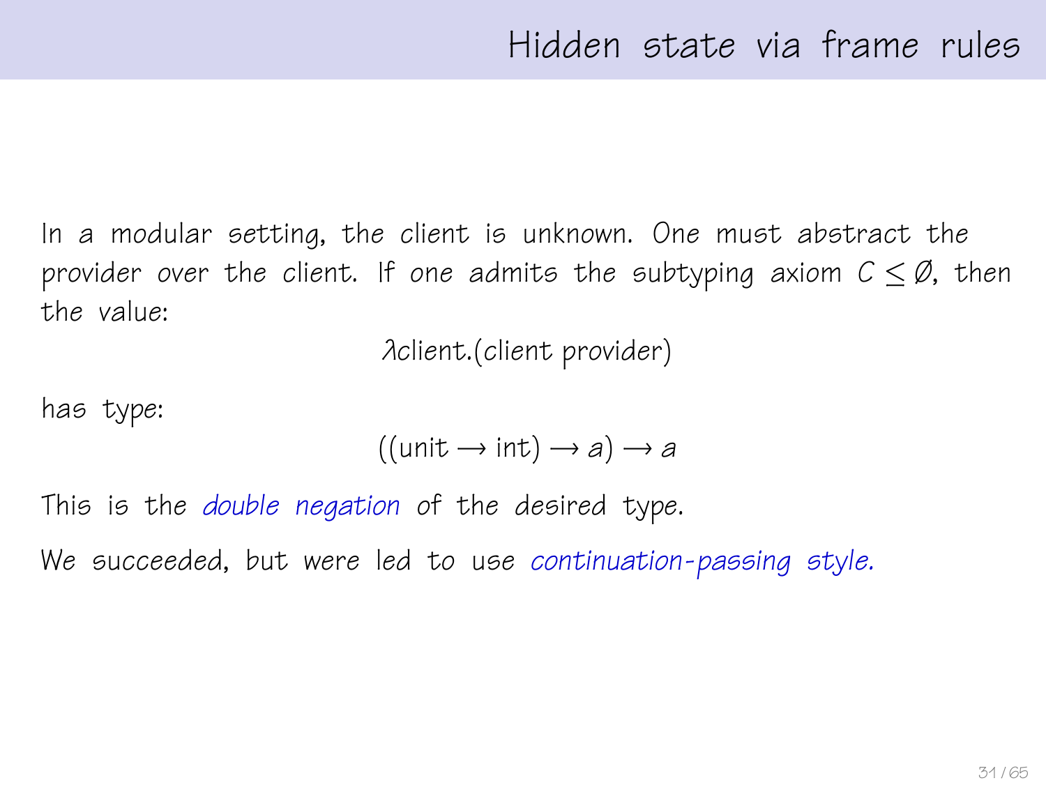# Hidden state via frame rules

In a modular setting, the client is unknown. One must abstract the provider over the client. If one admits the subtyping axiom $C \leq \emptyset$, then the value:

$$\lambda\text{client}.(\text{client provider})$$

has type:

$$((\text{unit} \rightarrow \text{int}) \rightarrow a) \rightarrow a$$

This is the *double negation* of the desired type.

We succeeded, but were led to use *continuation-passing style.*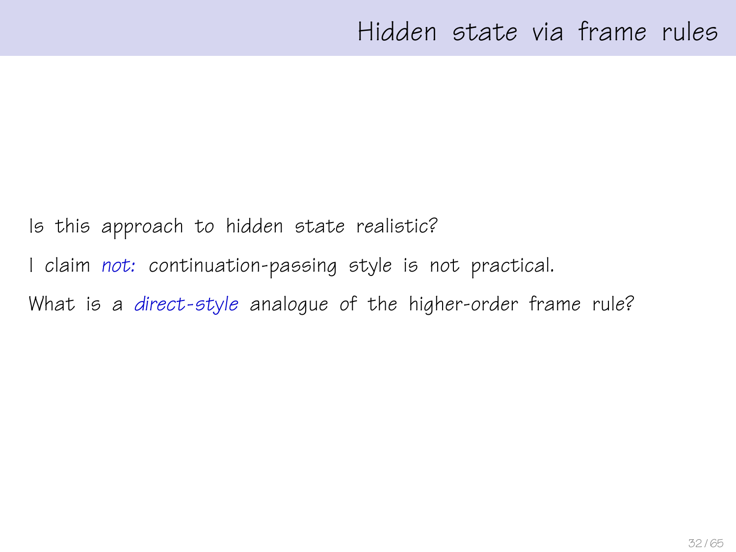# Hidden state via frame rules

Is this approach to hidden state realistic?

I claim *not:* continuation-passing style is not practical.

What is a *direct-style* analogue of the higher-order frame rule?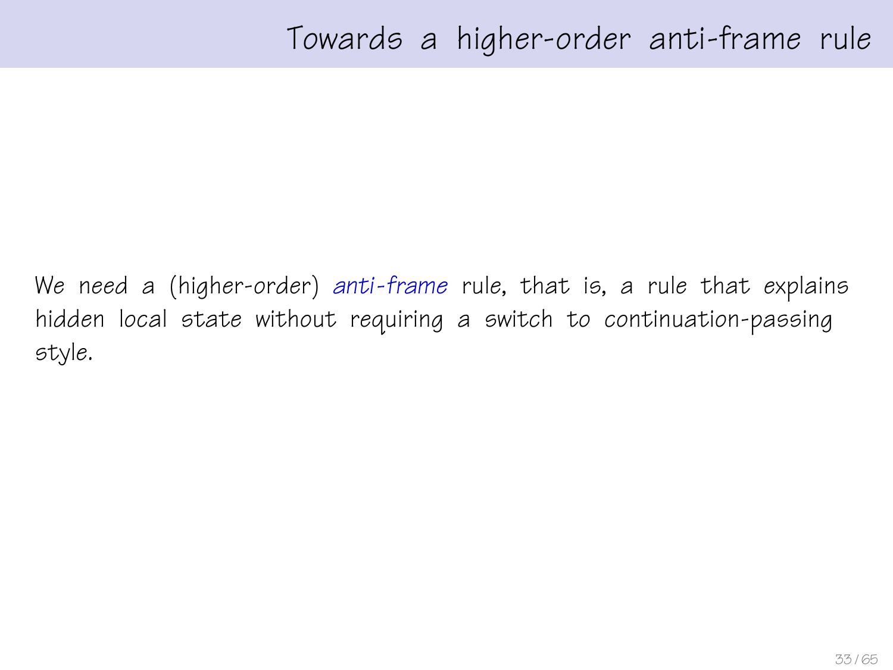# Towards a higher-order anti-frame rule

We need a (higher-order) *anti-frame* rule, that is, a rule that explains hidden local state without requiring a switch to continuation-passing style.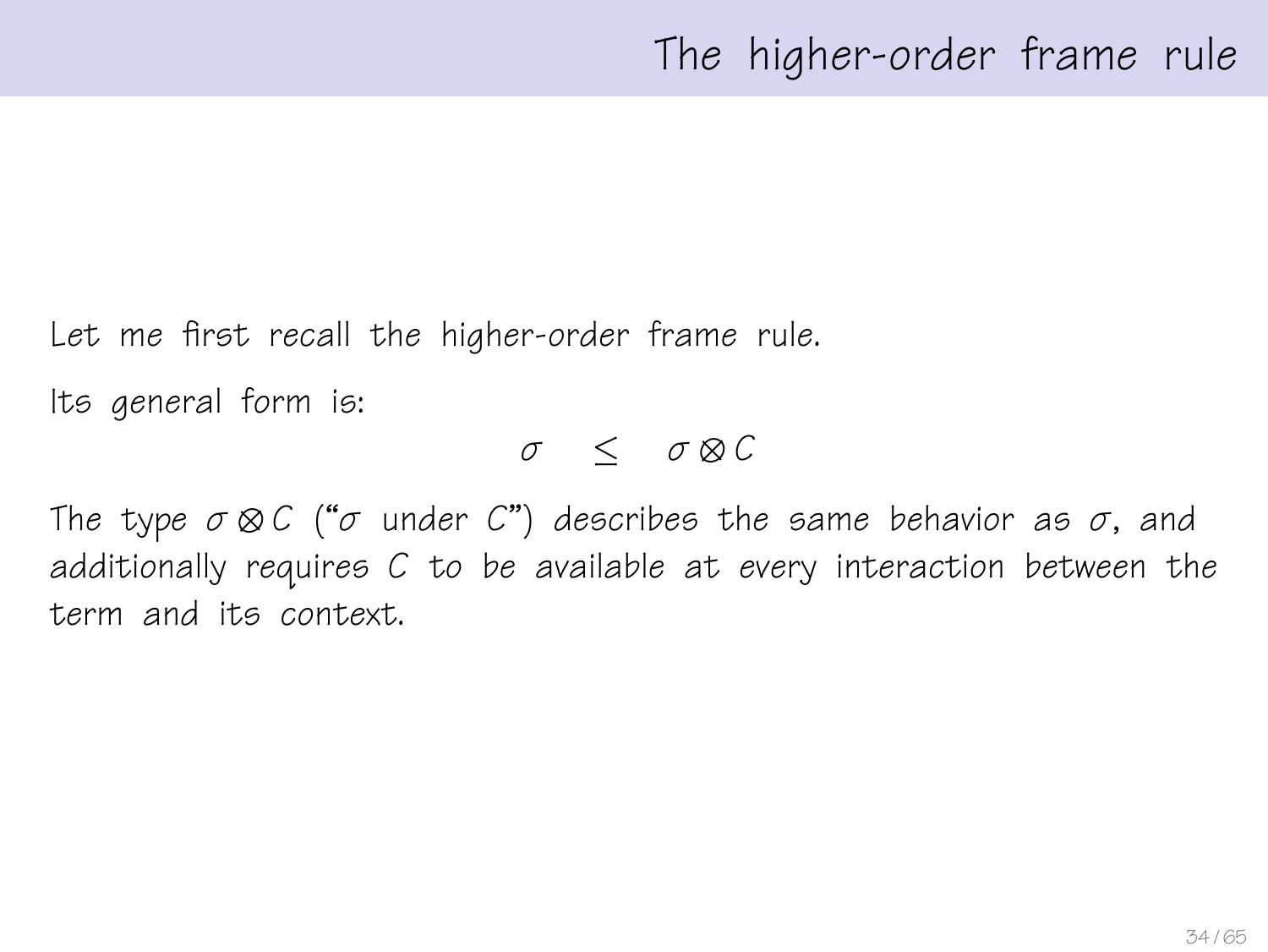# The higher-order frame rule

Let me first recall the higher-order frame rule.

Its general form is:

$$\sigma \quad \leq \quad \sigma \otimes C$$

The type $\sigma \otimes C$ ("$\sigma$ under $C$") describes the same behavior as $\sigma$, and additionally requires $C$ to be available at every interaction between the term and its context.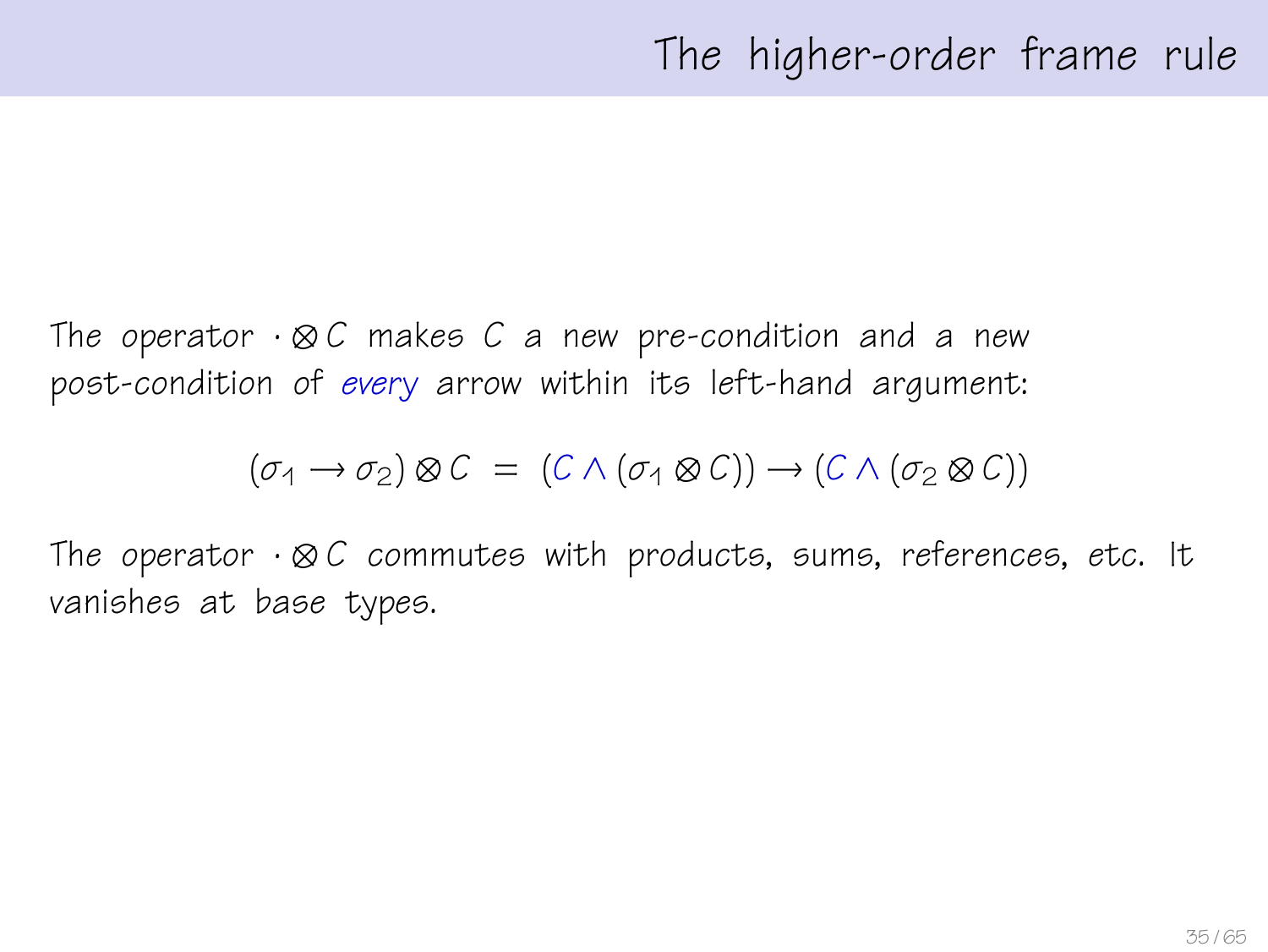# The higher-order frame rule

The operator $\cdot \otimes C$ makes $C$ a new pre-condition and a new post-condition of *every* arrow within its left-hand argument:

$$(\sigma_1 \rightarrow \sigma_2) \otimes C \;=\; (C \wedge (\sigma_1 \otimes C)) \rightarrow (C \wedge (\sigma_2 \otimes C))$$

The operator $\cdot \otimes C$ commutes with products, sums, references, etc. It vanishes at base types.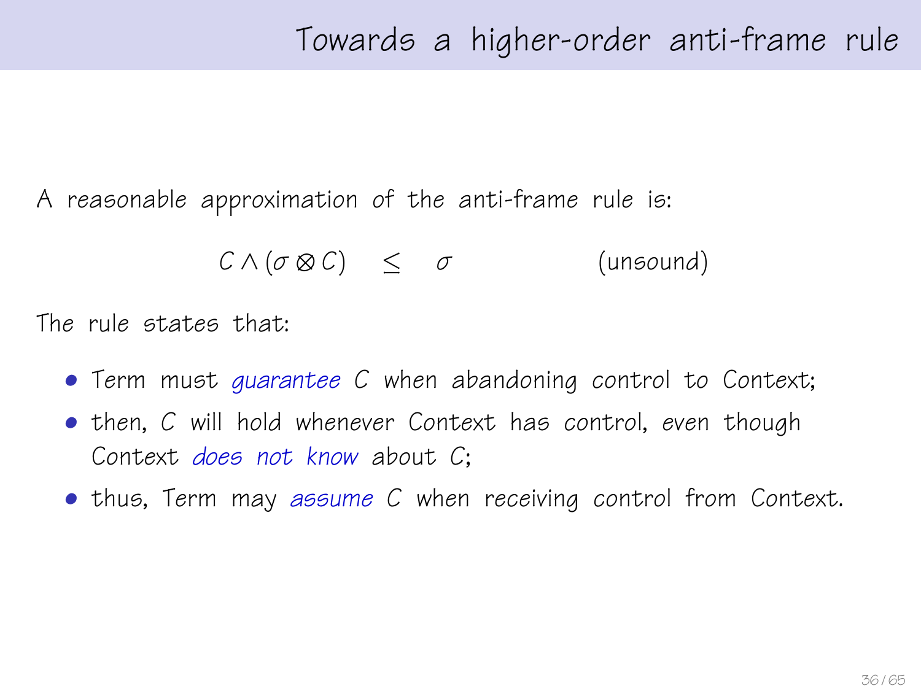# Towards a higher-order anti-frame rule

A reasonable approximation of the anti-frame rule is:

$$C \wedge (\sigma \otimes C) \quad \leq \quad \sigma \qquad\qquad \text{(unsound)}$$

The rule states that:

- Term must *guarantee* $C$ when abandoning control to Context;
- then, $C$ will hold whenever Context has control, even though Context *does not know* about $C$;
- thus, Term may *assume* $C$ when receiving control from Context.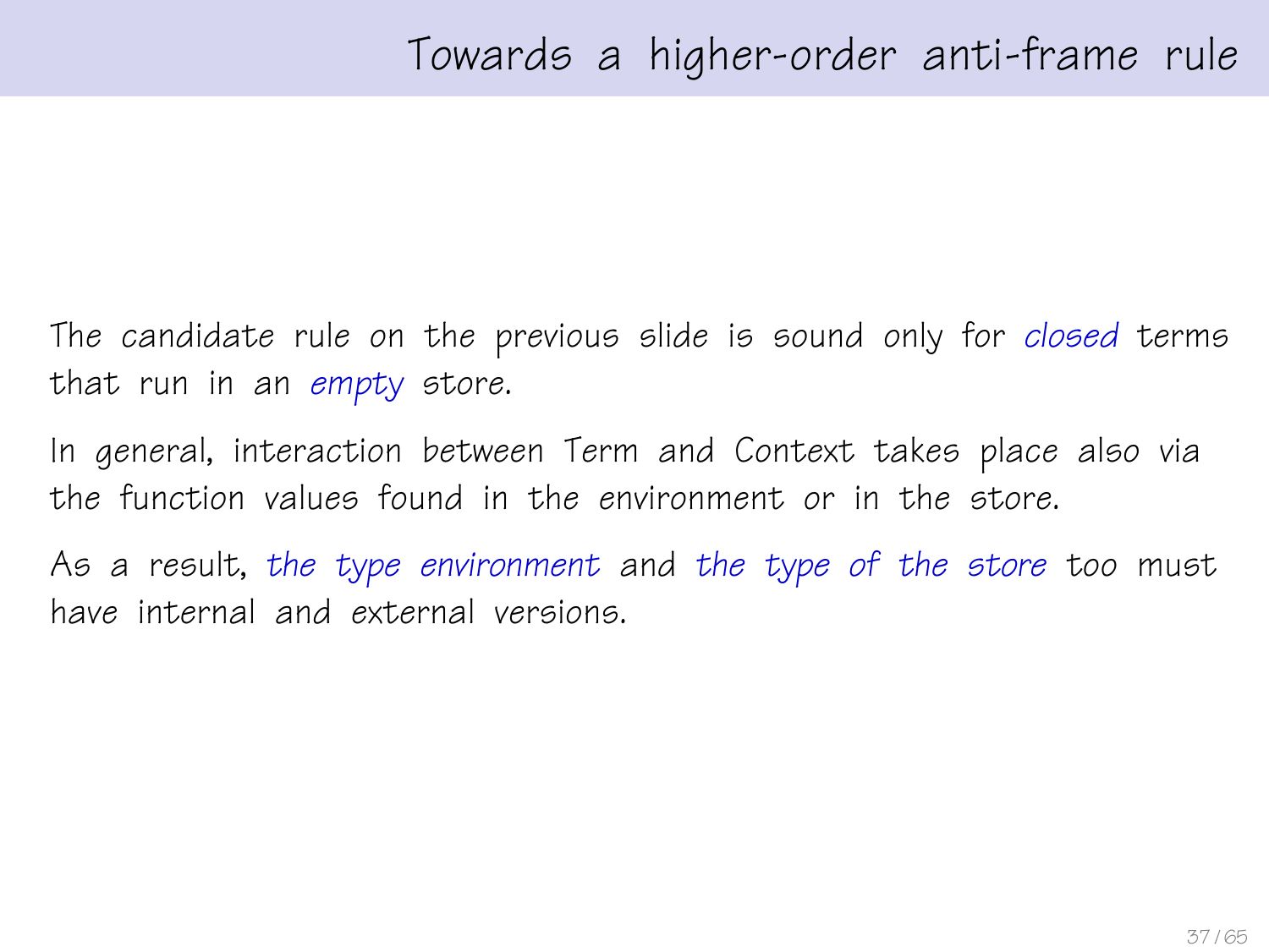# Towards a higher-order anti-frame rule

The candidate rule on the previous slide is sound only for *closed* terms that run in an *empty* store.

In general, interaction between Term and Context takes place also via the function values found in the environment or in the store.

As a result, *the type environment* and *the type of the store* too must have internal and external versions.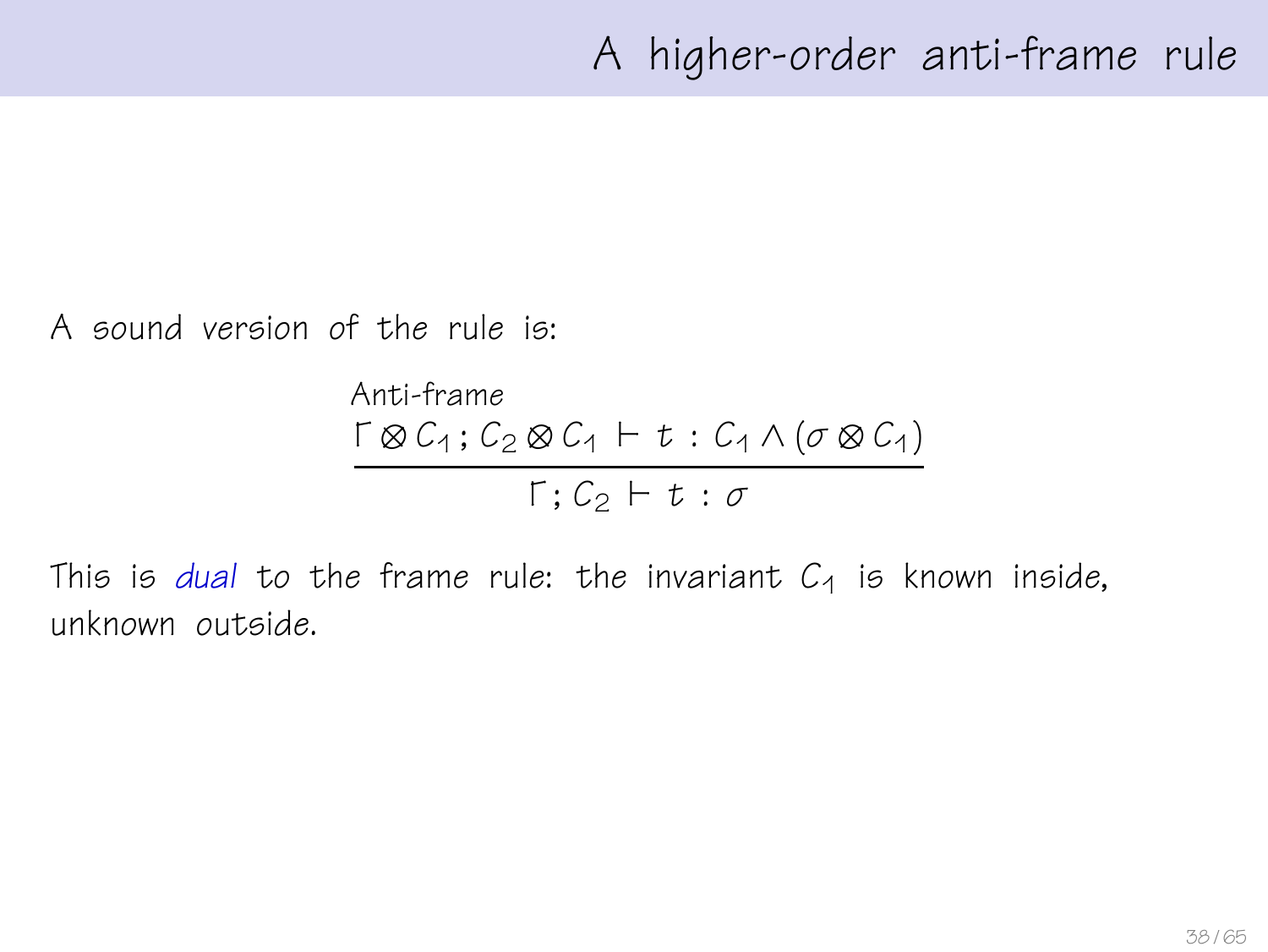# A higher-order anti-frame rule

A sound version of the rule is:

$$\frac{\Gamma \otimes C_1 \,;\, C_2 \otimes C_1 \,\vdash\, t \,:\, C_1 \wedge (\sigma \otimes C_1)}{\Gamma \,;\, C_2 \,\vdash\, t \,:\, \sigma} \;\text{(Anti-frame)}$$

This is *dual* to the frame rule: the invariant $C_1$ is known inside, unknown outside.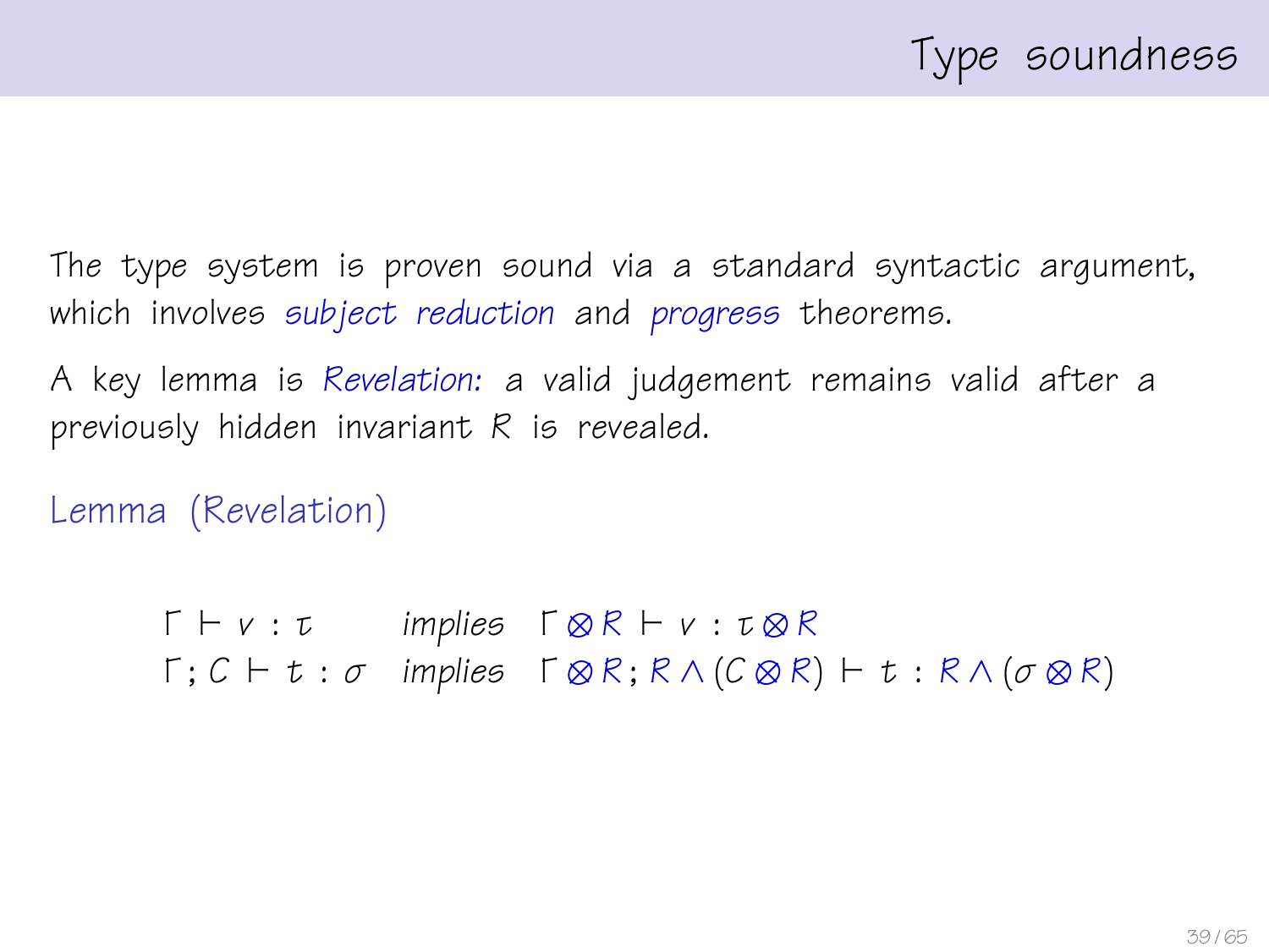# Type soundness

The type system is proven sound via a standard syntactic argument, which involves *subject reduction* and *progress* theorems.

A key lemma is *Revelation:* a valid judgement remains valid after a previously hidden invariant $R$ is revealed.

**Lemma (Revelation)**

$$
\begin{array}{lll}
\Gamma \vdash v : \tau & \textit{implies} & \Gamma \otimes R \vdash v : \tau \otimes R \\
\Gamma ; C \vdash t : \sigma & \textit{implies} & \Gamma \otimes R ; R \wedge (C \otimes R) \vdash t : R \wedge (\sigma \otimes R)
\end{array}
$$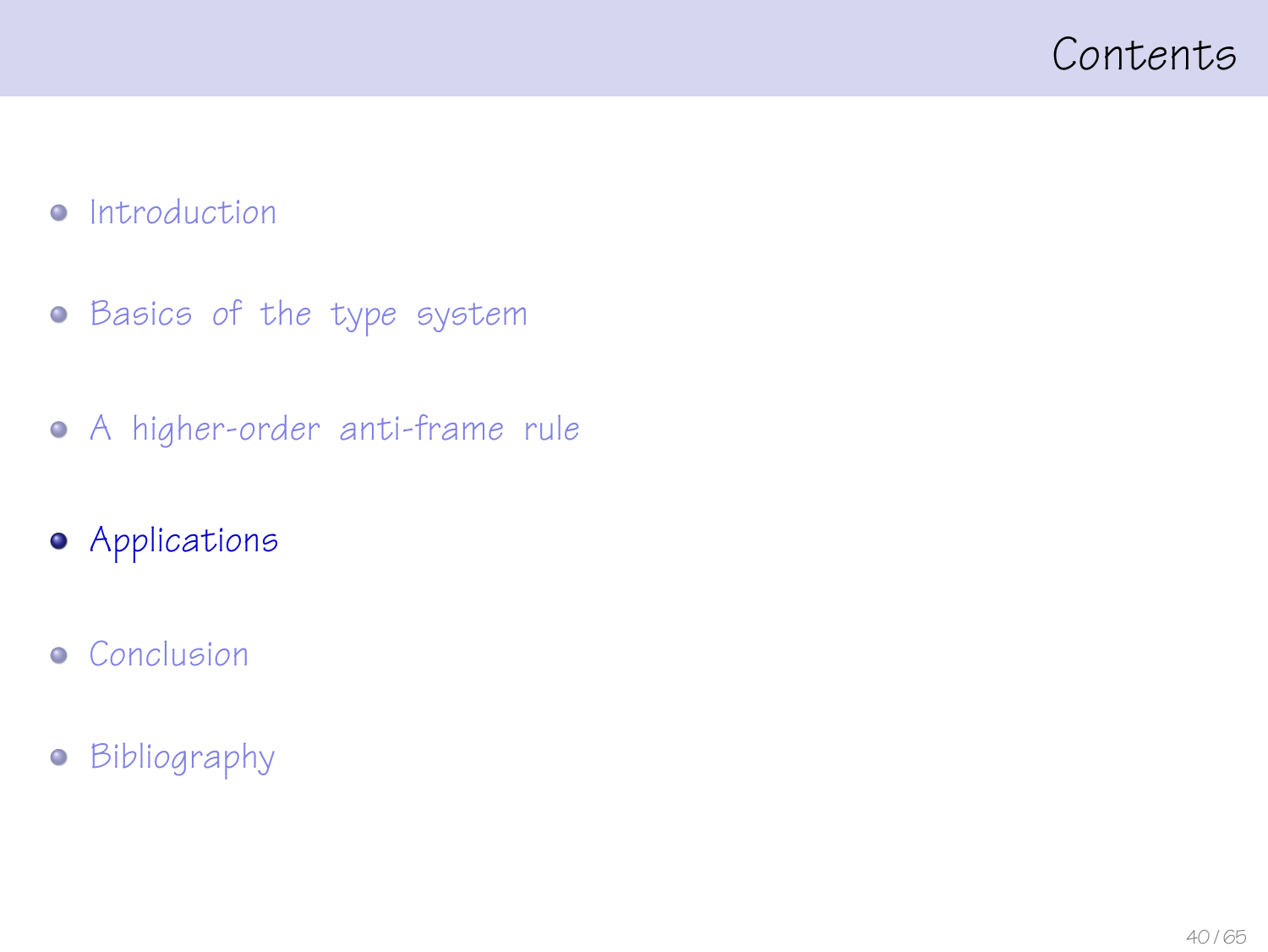# Contents

- Introduction
- Basics of the type system
- A higher-order anti-frame rule
- **Applications**
- Conclusion
- Bibliography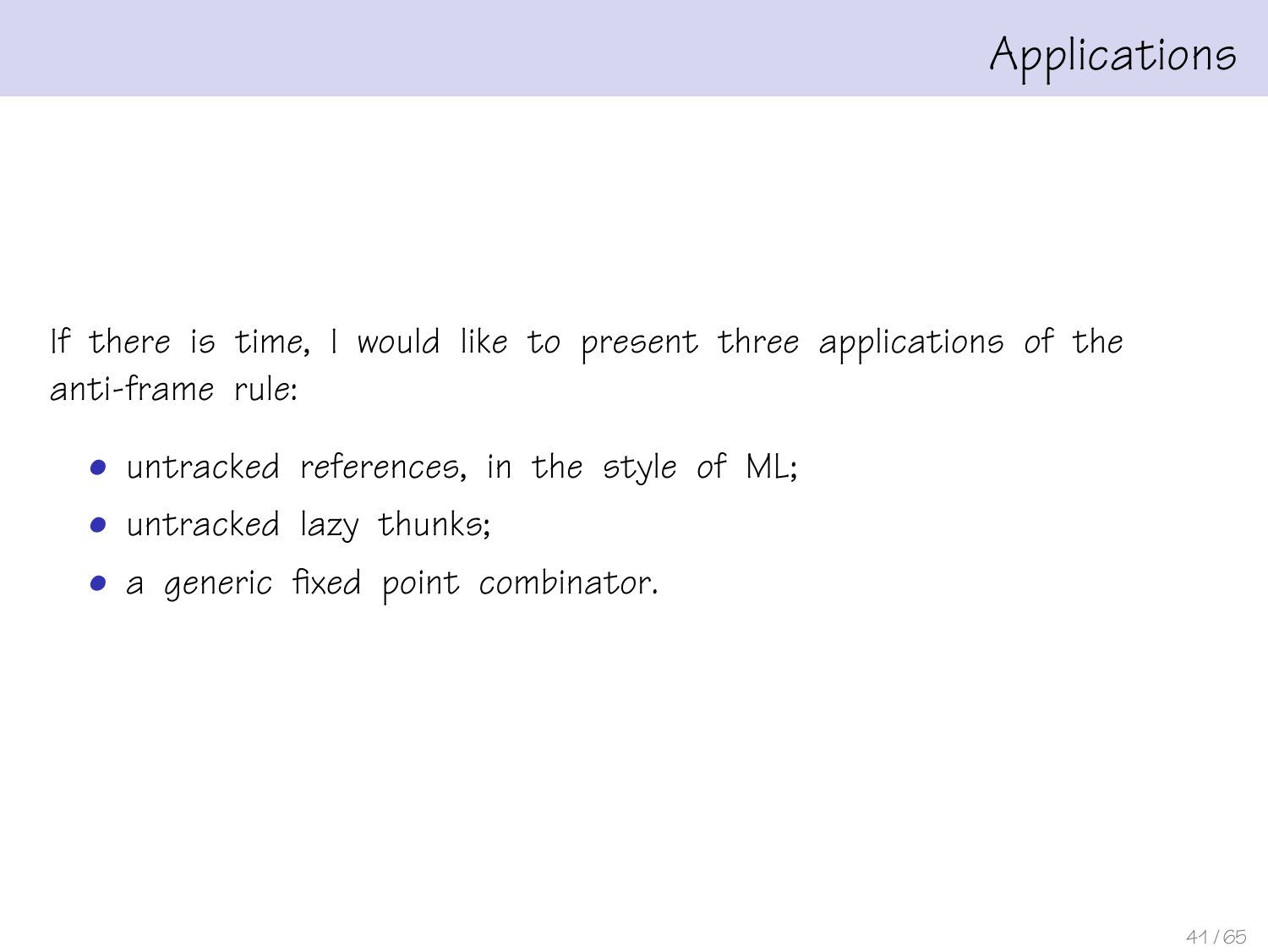# Applications

If there is time, I would like to present three applications of the anti-frame rule:

- untracked references, in the style of ML;
- untracked lazy thunks;
- a generic fixed point combinator.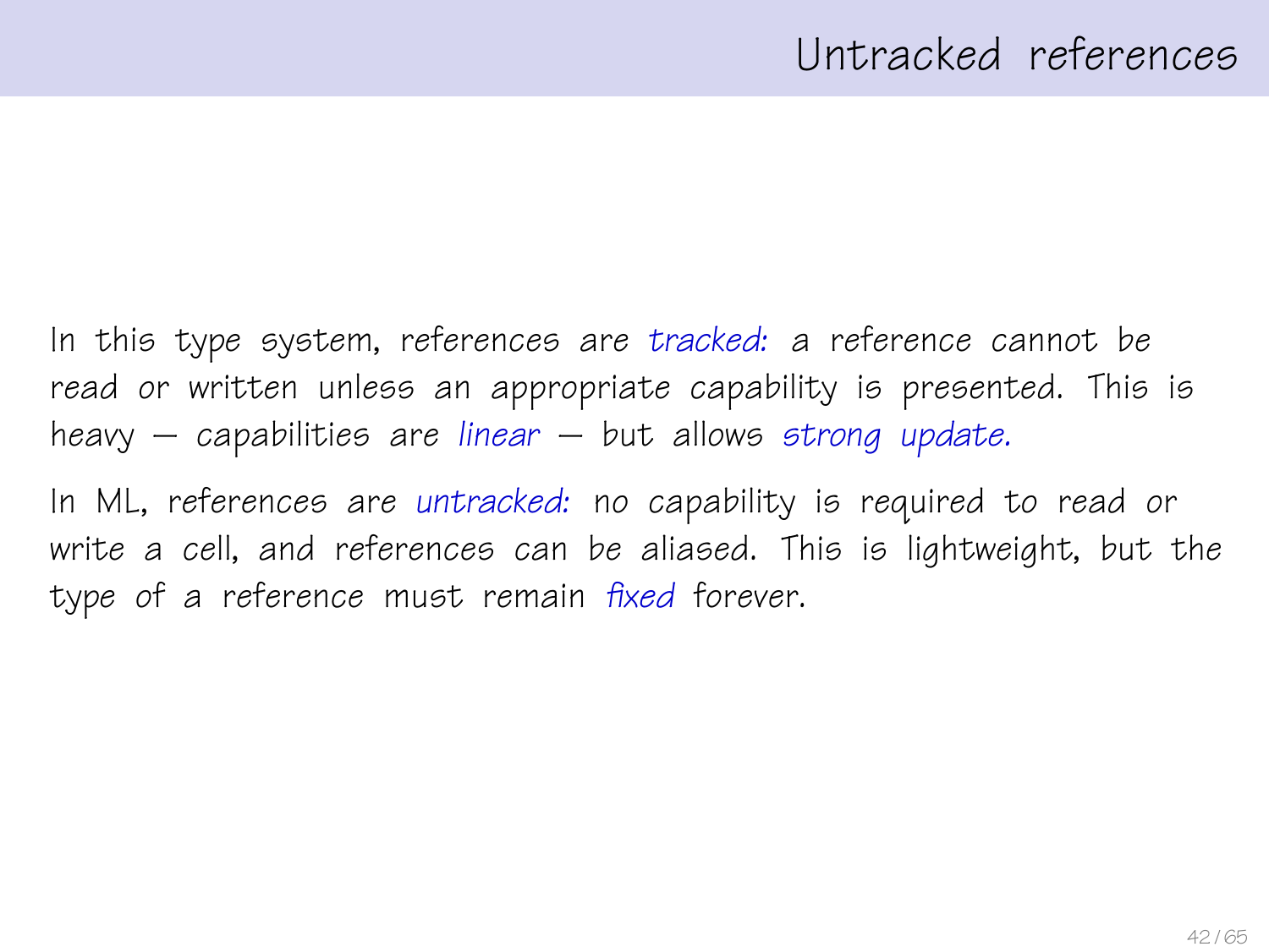# Untracked references

In this type system, references are *tracked:* a reference cannot be read or written unless an appropriate capability is presented. This is heavy — capabilities are *linear* — but allows *strong update.*

In ML, references are *untracked:* no capability is required to read or write a cell, and references can be aliased. This is lightweight, but the type of a reference must remain *fixed* forever.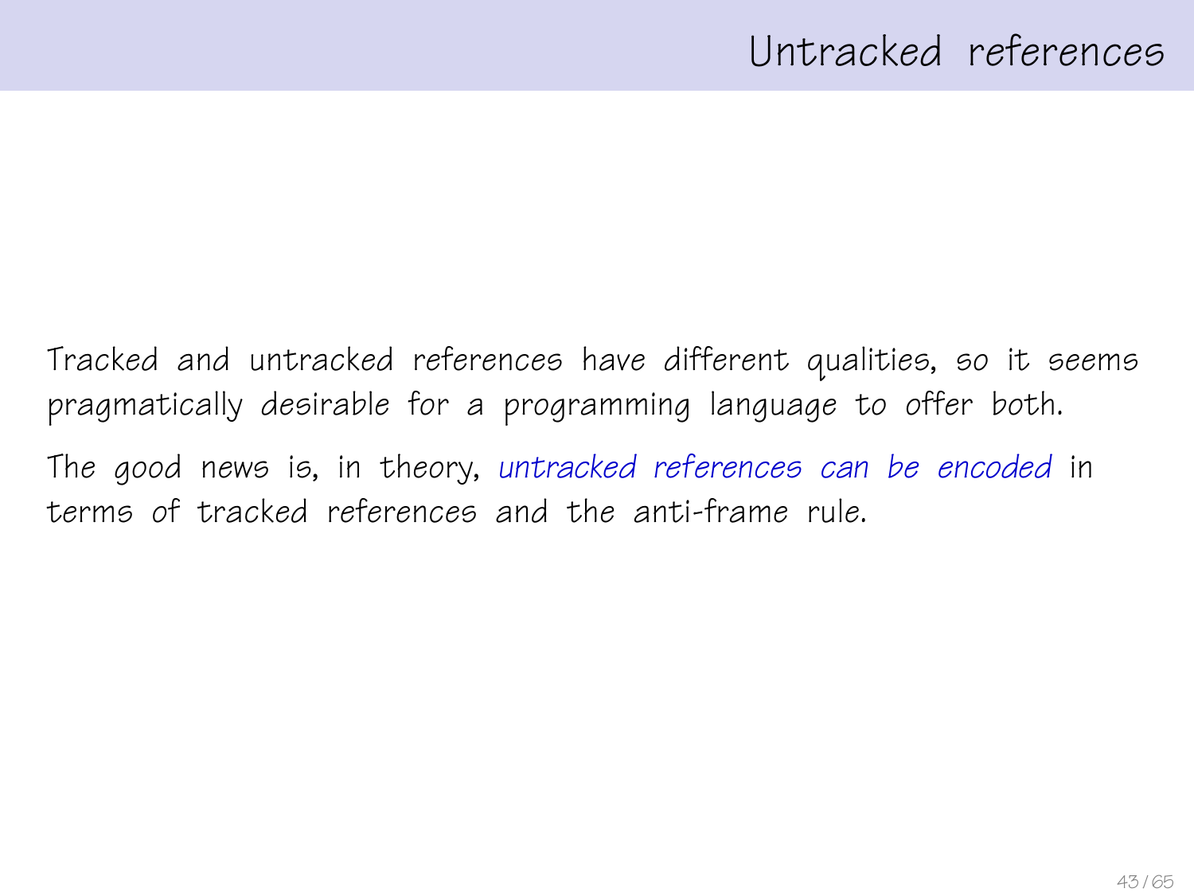# Untracked references

Tracked and untracked references have different qualities, so it seems pragmatically desirable for a programming language to offer both.

The good news is, in theory, *untracked references can be encoded* in terms of tracked references and the anti-frame rule.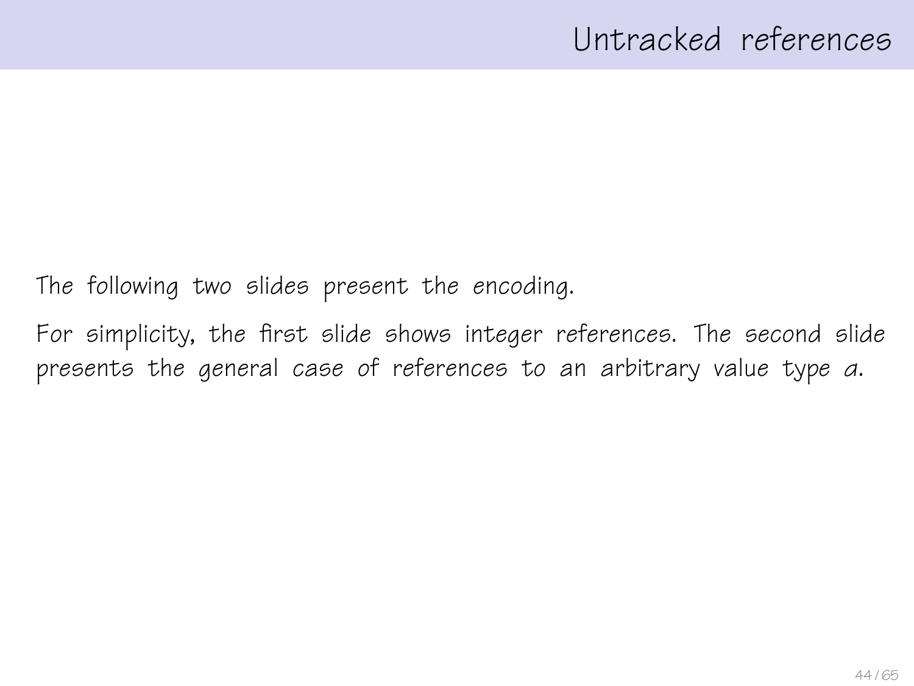# Untracked references

The following two slides present the encoding.

For simplicity, the first slide shows integer references. The second slide presents the general case of references to an arbitrary value type $a$.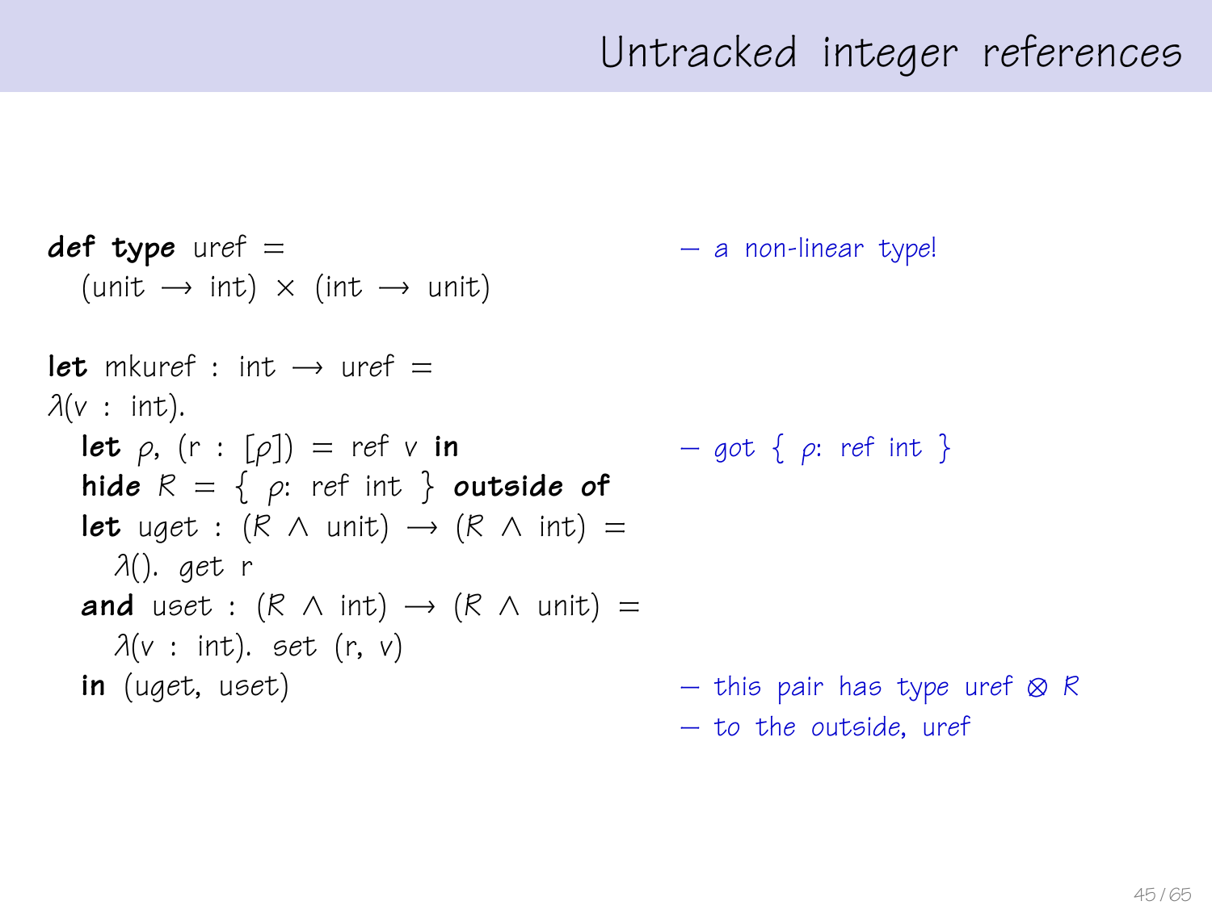# Untracked integer references

```
def type uref =                                   — a non-linear type!
  (unit → int) × (int → unit)

let mkuref : int → uref =
λ(v : int).
  let ρ, (r : [ρ]) = ref v in                     — got { ρ: ref int }
  hide R = { ρ: ref int } outside of
  let uget : (R ∧ unit) → (R ∧ int) =
    λ(). get r
  and uset : (R ∧ int) → (R ∧ unit) =
    λ(v : int). set (r, v)
  in (uget, uset)                                 — this pair has type uref ⊗ R
                                                  — to the outside, uref
```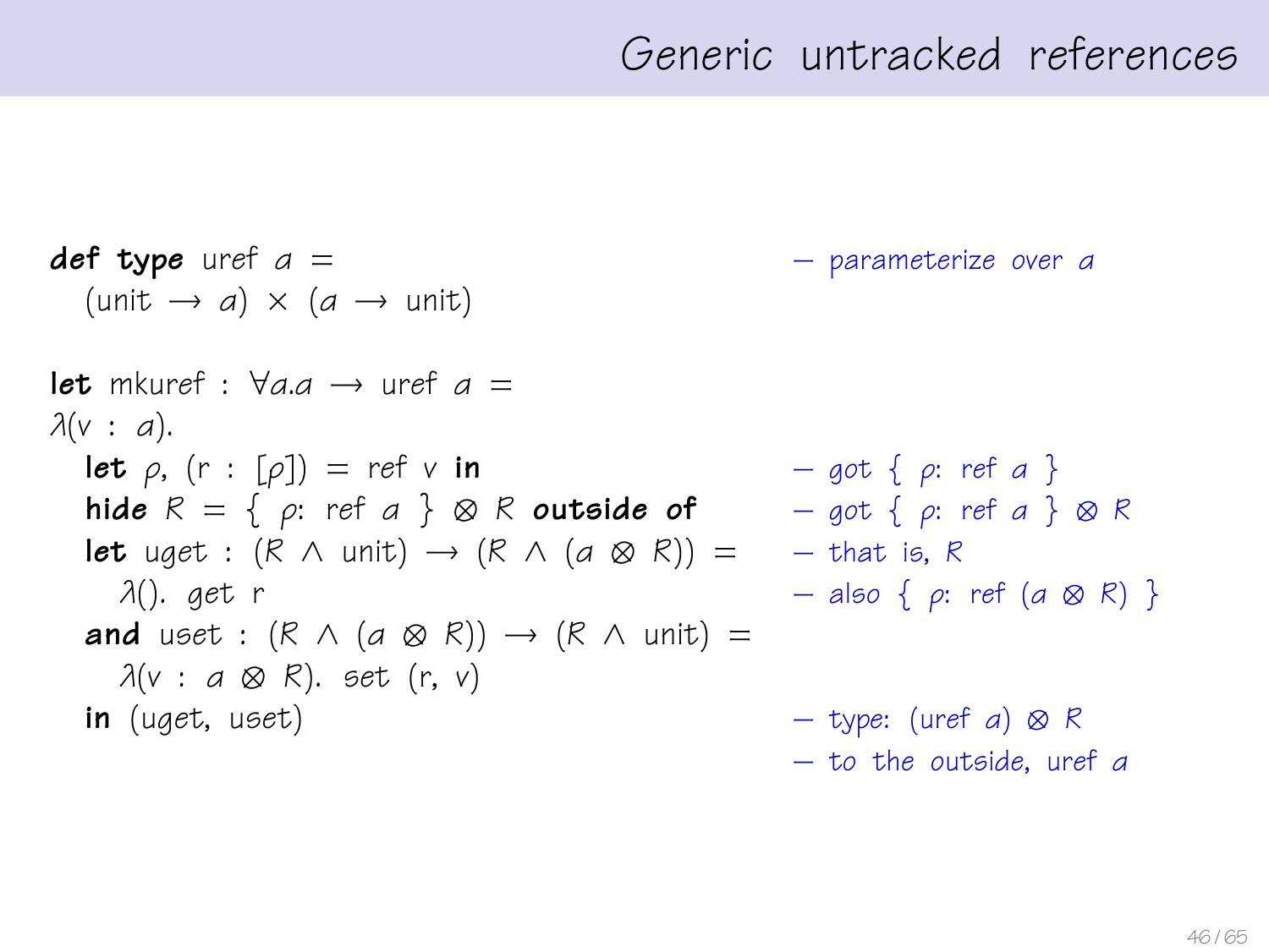# Generic untracked references

```
def type uref a =                                   — parameterize over a
  (unit → a) × (a → unit)

let mkuref : ∀a.a → uref a =
λ(v : a).
  let ρ, (r : [ρ]) = ref v in                       — got { ρ: ref a }
  hide R = { ρ: ref a } ⊗ R outside of              — got { ρ: ref a } ⊗ R
  let uget : (R ∧ unit) → (R ∧ (a ⊗ R)) =           — that is, R
    λ(). get r                                      — also { ρ: ref (a ⊗ R) }
  and uset : (R ∧ (a ⊗ R)) → (R ∧ unit) =
    λ(v : a ⊗ R). set (r, v)
  in (uget, uset)                                   — type: (uref a) ⊗ R
                                                    — to the outside, uref a
```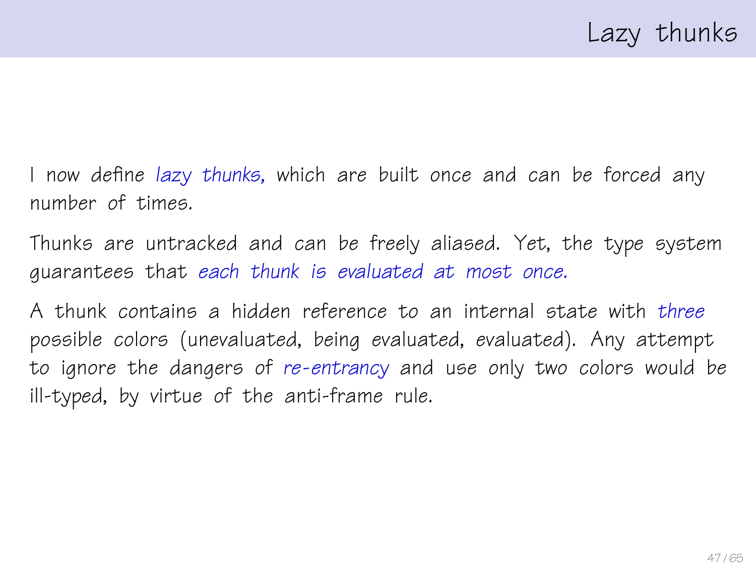# Lazy thunks

I now define *lazy thunks,* which are built once and can be forced any number of times.

Thunks are untracked and can be freely aliased. Yet, the type system guarantees that *each thunk is evaluated at most once.*

A thunk contains a hidden reference to an internal state with *three* possible colors (unevaluated, being evaluated, evaluated). Any attempt to ignore the dangers of *re-entrancy* and use only two colors would be ill-typed, by virtue of the anti-frame rule.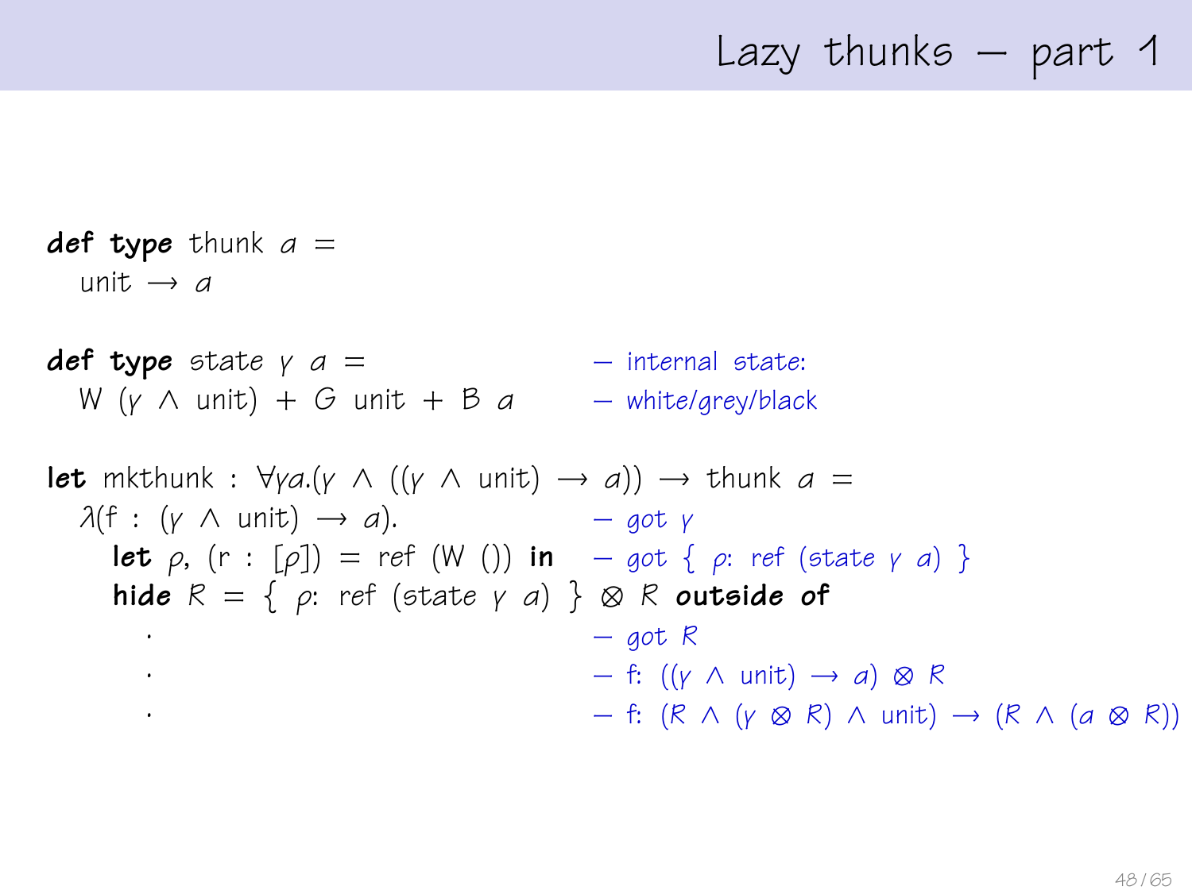# Lazy thunks — part 1

```
def type thunk α =
  unit → α

def type state γ α =                          — internal state:
  W (γ ∧ unit) + G unit + B α                 — white/grey/black

let mkthunk : ∀γα.(γ ∧ ((γ ∧ unit) → α)) → thunk α =
  λ(f : (γ ∧ unit) → α).                      — got γ
    let ρ, (r : [ρ]) = ref (W ()) in          — got { ρ: ref (state γ α) }
    hide R = { ρ: ref (state γ α) } ⊗ R outside of
      .                                       — got R
      .                                       — f: ((γ ∧ unit) → α) ⊗ R
      .                                       — f: (R ∧ (γ ⊗ R) ∧ unit) → (R ∧ (α ⊗ R))
```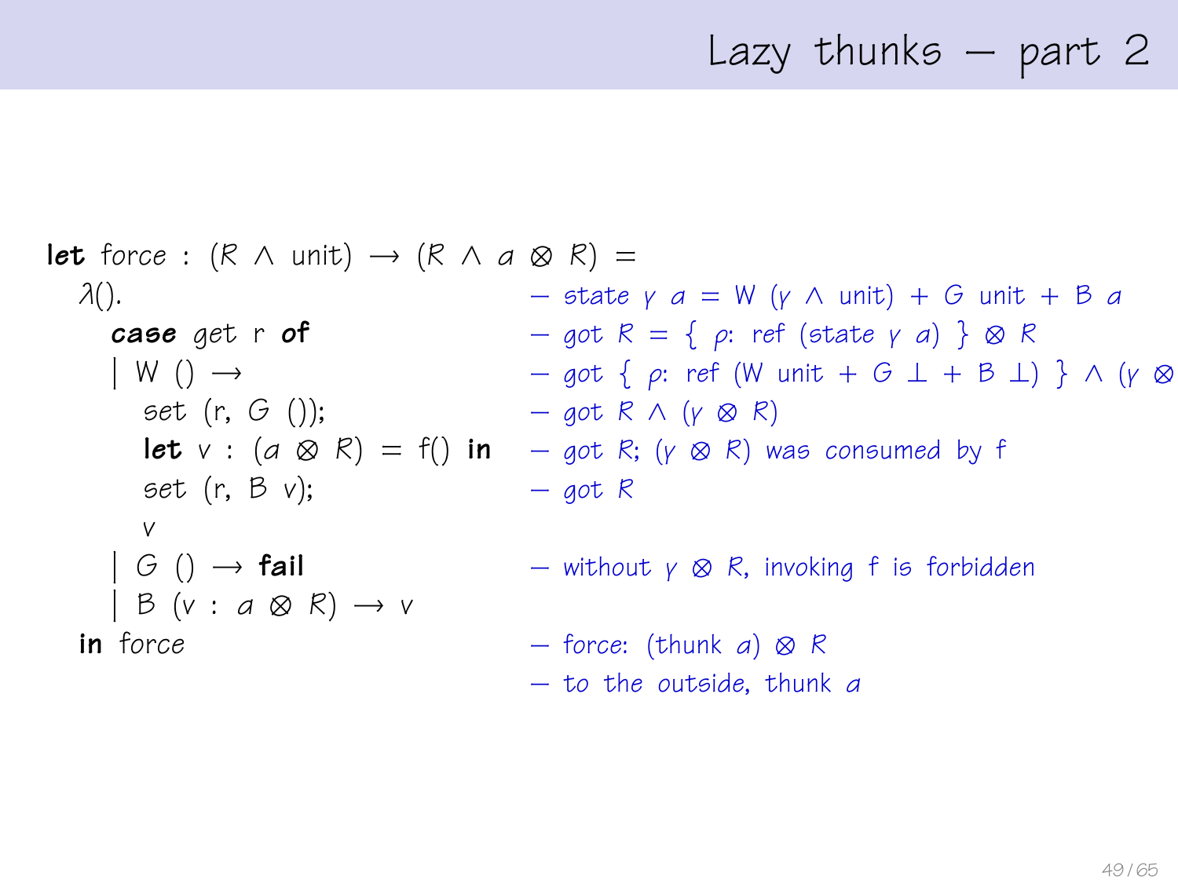# Lazy thunks — part 2

```
let force : (R ∧ unit) → (R ∧ a ⊗ R) =
  λ().                                 — state γ a = W (γ ∧ unit) + G unit + B a
    case get r of                      — got R = { ρ: ref (state γ a) } ⊗ R
    | W () →                           — got { ρ: ref (W unit + G ⊥ + B ⊥) } ∧ (γ ⊗
      set (r, G ());                   — got R ∧ (γ ⊗ R)
      let v : (a ⊗ R) = f() in         — got R; (γ ⊗ R) was consumed by f
      set (r, B v);                    — got R
      v
    | G () → fail                      — without γ ⊗ R, invoking f is forbidden
    | B (v : a ⊗ R) → v
  in force                             — force: (thunk a) ⊗ R
                                       — to the outside, thunk a
```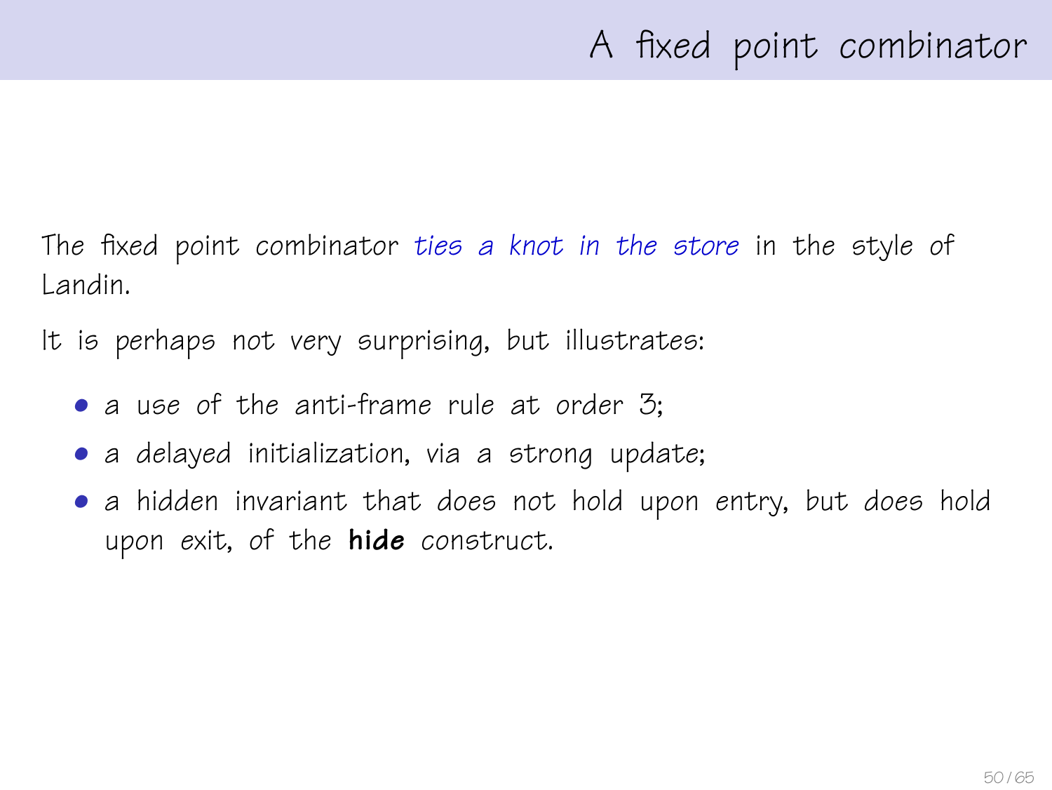# A fixed point combinator

The fixed point combinator *ties a knot in the store* in the style of Landin.

It is perhaps not very surprising, but illustrates:

- a use of the anti-frame rule at order 3;
- a delayed initialization, via a strong update;
- a hidden invariant that *does* not hold upon entry, but *does* hold upon exit, of the **hide** construct.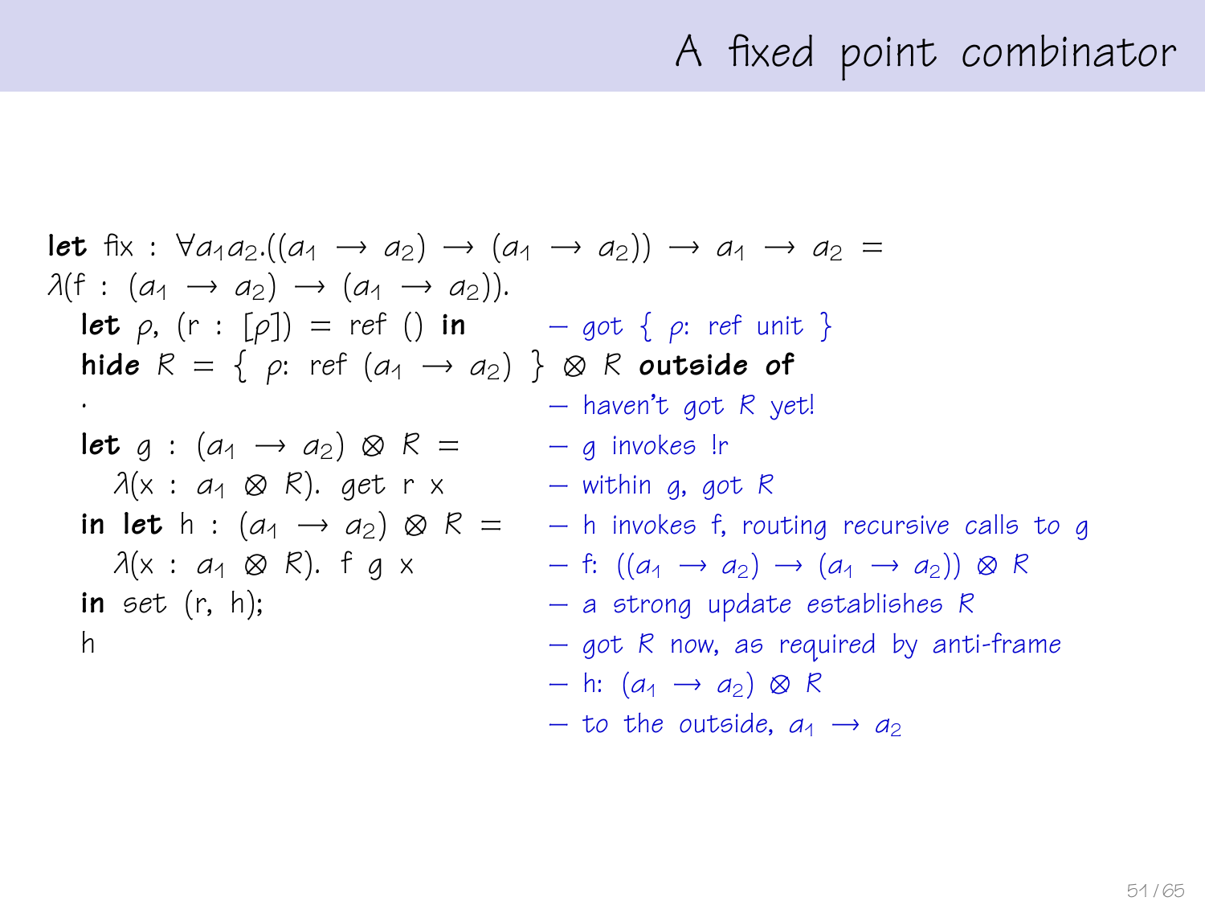# A fixed point combinator

```
let fix : ∀a₁a₂.((a₁ → a₂) → (a₁ → a₂)) → a₁ → a₂ =
λ(f : (a₁ → a₂) → (a₁ → a₂)).
  let ρ, (r : [ρ]) = ref () in          – got { ρ: ref unit }
  hide R = { ρ: ref (a₁ → a₂) } ⊗ R outside of
  .                                     – haven't got R yet!
  let g : (a₁ → a₂) ⊗ R =               – g invokes !r
    λ(x : a₁ ⊗ R). get r x              – within g, got R
  in let h : (a₁ → a₂) ⊗ R =            – h invokes f, routing recursive calls to g
    λ(x : a₁ ⊗ R). f g x                – f: ((a₁ → a₂) → (a₁ → a₂)) ⊗ R
  in set (r, h);                        – a strong update establishes R
  h                                     – got R now, as required by anti-frame
                                        – h: (a₁ → a₂) ⊗ R
                                        – to the outside, a₁ → a₂
```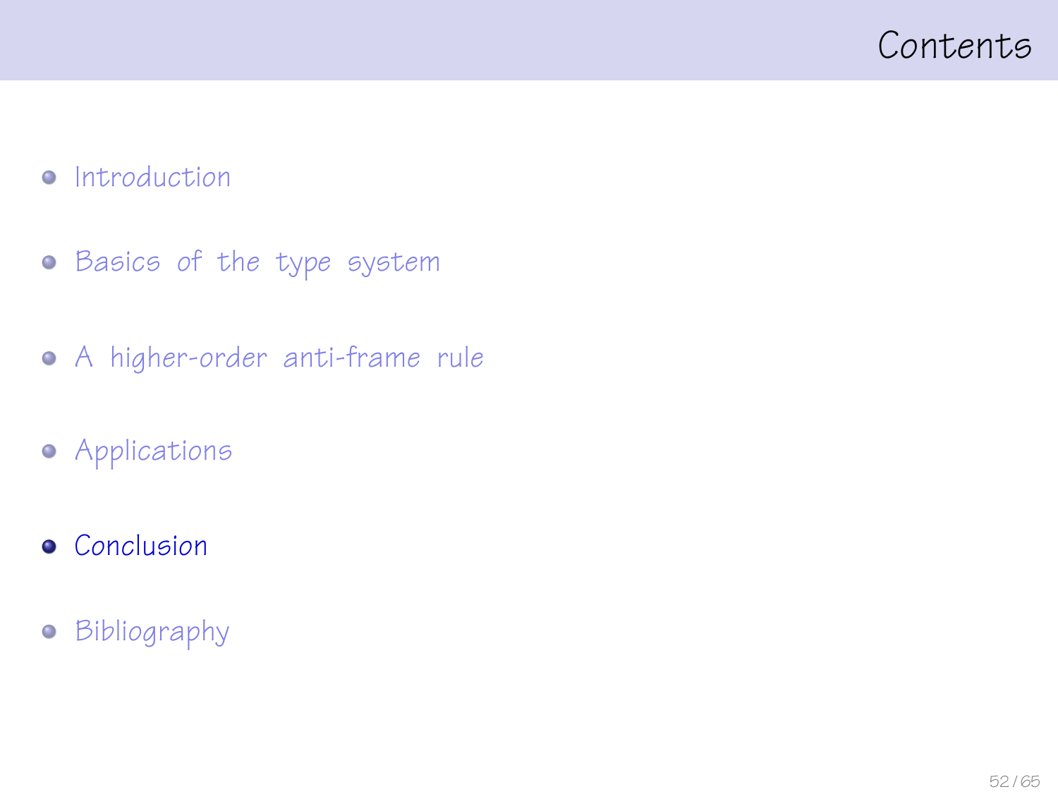# Contents

- Introduction
- Basics of the type system
- A higher-order anti-frame rule
- Applications
- **Conclusion**
- Bibliography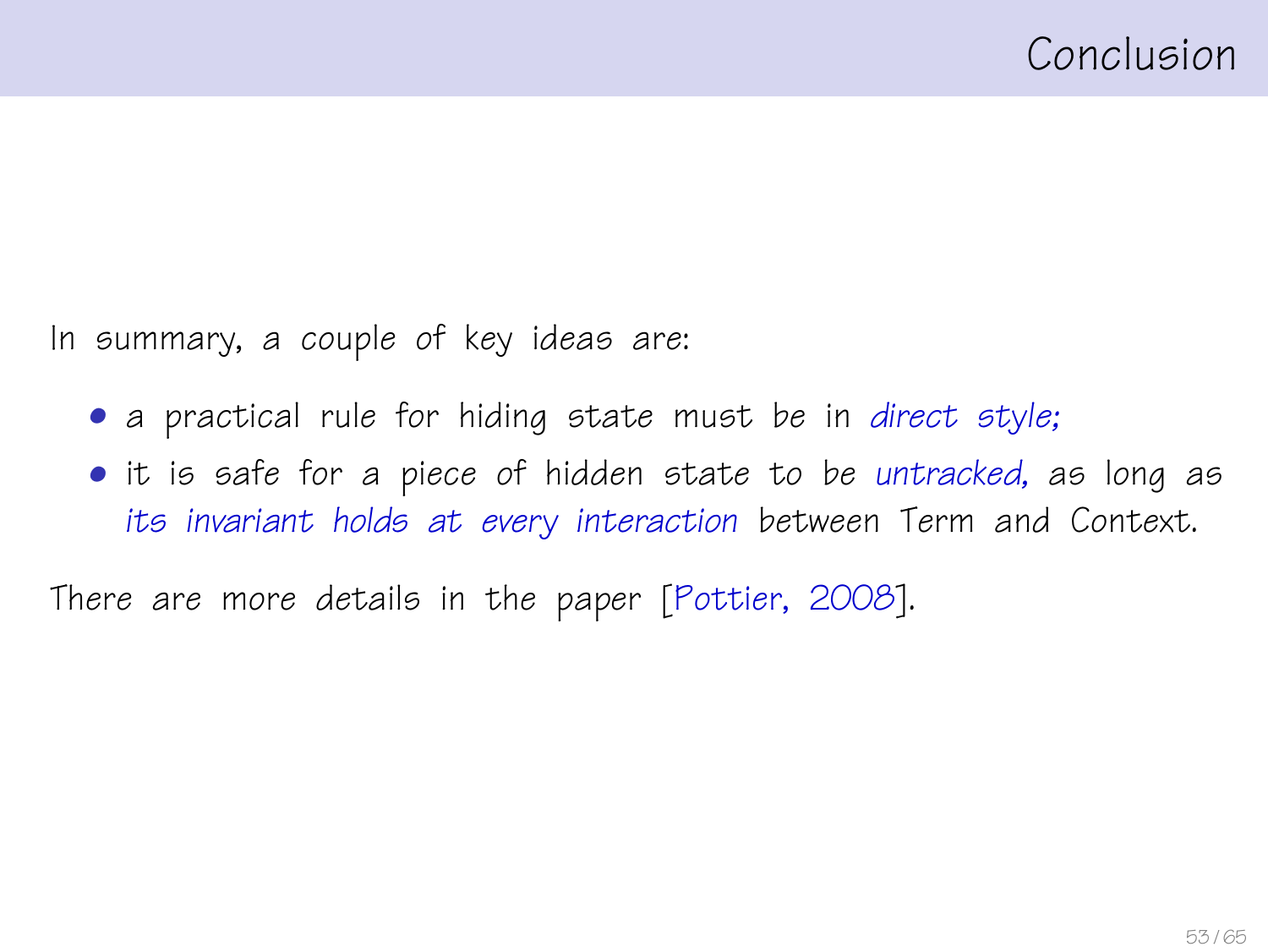# Conclusion

In summary, a couple of key ideas are:

- a practical rule for hiding state must be in *direct style;*
- it is safe for a piece of hidden state to be *untracked,* as long as *its invariant holds at every interaction* between Term and Context.

There are more details in the paper [Pottier, 2008].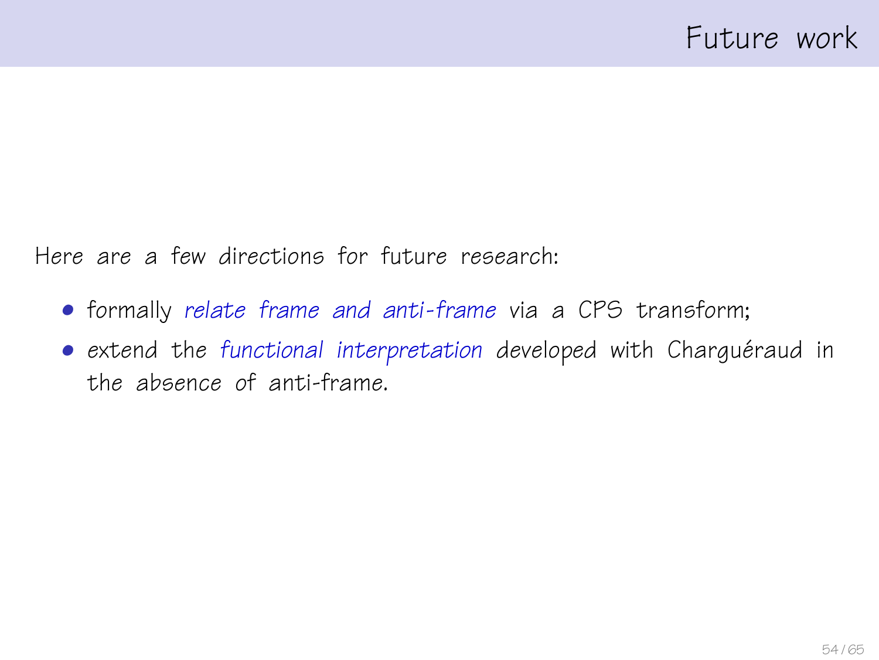# Future work

Here are a few directions for future research:

- formally *relate frame and anti-frame* via a CPS transform;
- extend the *functional interpretation* developed with Charguéraud in the absence of anti-frame.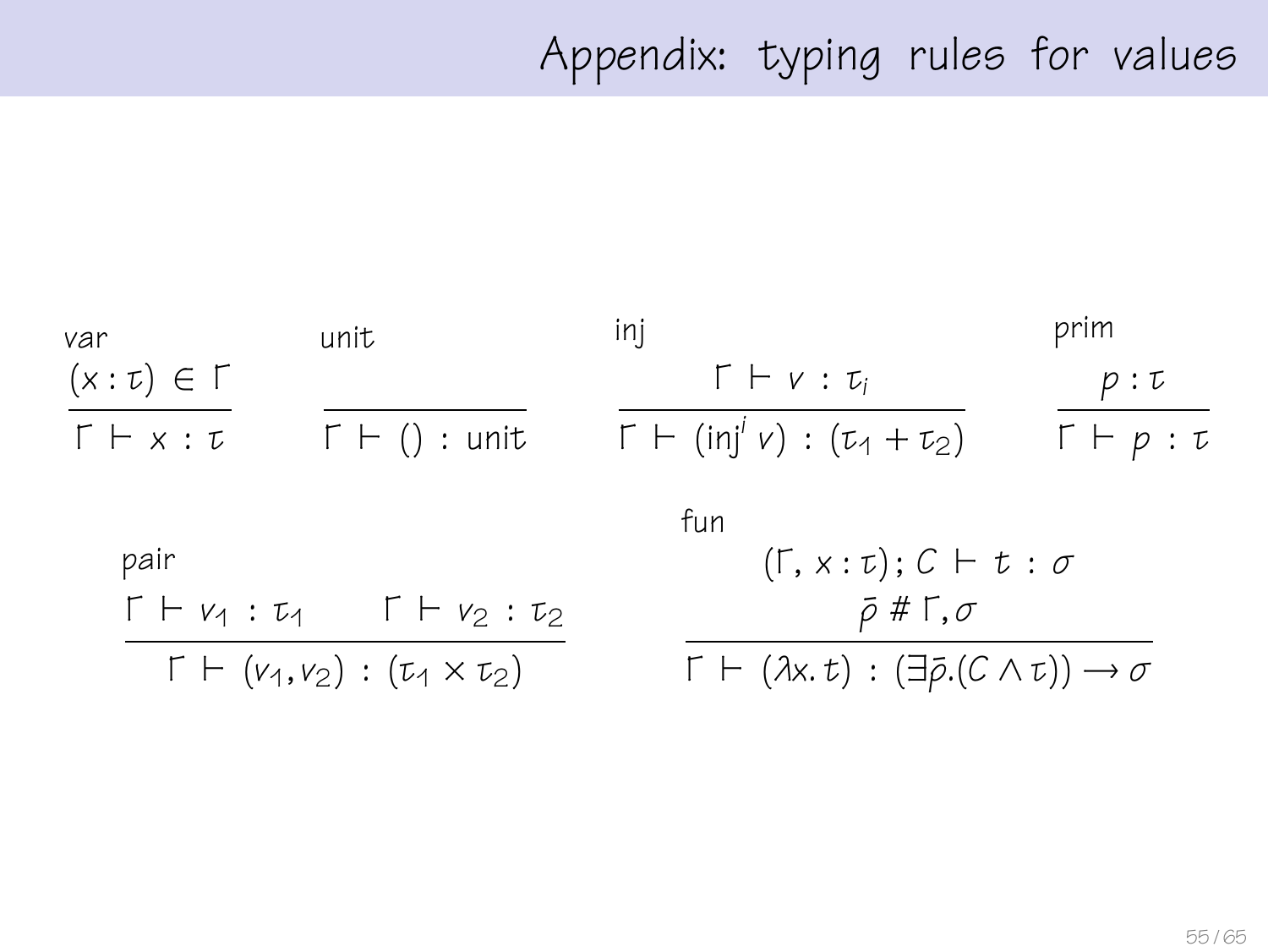# Appendix: typing rules for values

**var**

$$\frac{(x : \tau) \in \Gamma}{\Gamma \vdash x : \tau}$$

**unit**

$$\frac{}{\Gamma \vdash () : \text{unit}}$$

**inj**

$$\frac{\Gamma \vdash v : \tau_i}{\Gamma \vdash (\text{inj}^i\, v) : (\tau_1 + \tau_2)}$$

**prim**

$$\frac{p : \tau}{\Gamma \vdash p : \tau}$$

**pair**

$$\frac{\Gamma \vdash v_1 : \tau_1 \qquad \Gamma \vdash v_2 : \tau_2}{\Gamma \vdash (v_1, v_2) : (\tau_1 \times \tau_2)}$$

**fun**

$$\frac{(\Gamma, x : \tau); C \vdash t : \sigma \qquad \bar{\rho} \# \Gamma, \sigma}{\Gamma \vdash (\lambda x.\, t) : (\exists \bar{\rho}.(C \wedge \tau)) \rightarrow \sigma}$$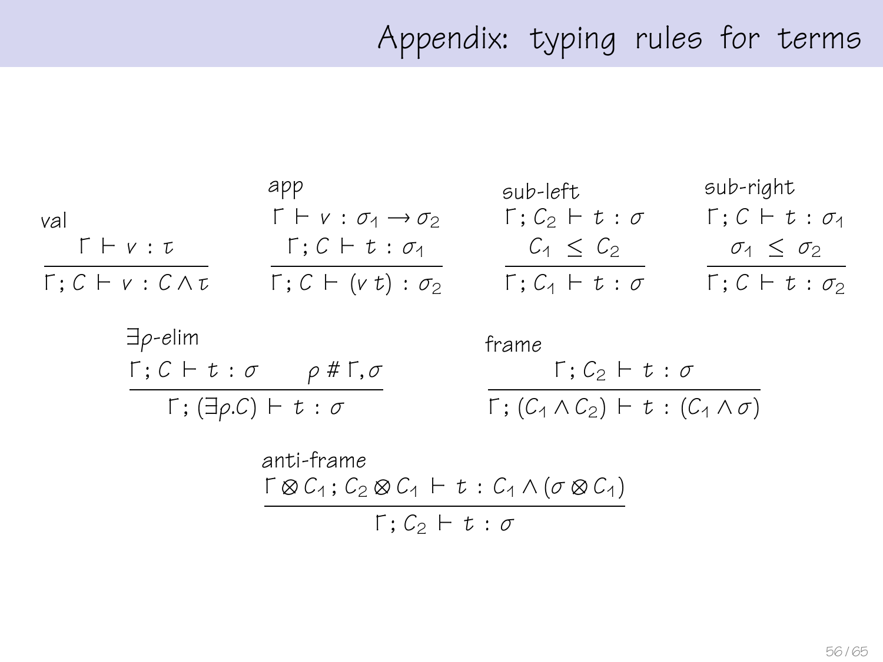# Appendix: typing rules for terms

val

$$\frac{\Gamma \vdash v : \tau}{\Gamma ; C \vdash v : C \wedge \tau}$$

app

$$\frac{\Gamma \vdash v : \sigma_1 \rightarrow \sigma_2 \qquad \Gamma ; C \vdash t : \sigma_1}{\Gamma ; C \vdash (v\, t) : \sigma_2}$$

sub-left

$$\frac{\Gamma ; C_2 \vdash t : \sigma \qquad C_1 \leq C_2}{\Gamma ; C_1 \vdash t : \sigma}$$

sub-right

$$\frac{\Gamma ; C \vdash t : \sigma_1 \qquad \sigma_1 \leq \sigma_2}{\Gamma ; C \vdash t : \sigma_2}$$

$\exists\rho$-elim

$$\frac{\Gamma ; C \vdash t : \sigma \qquad \rho \mathrel{\#} \Gamma, \sigma}{\Gamma ; (\exists \rho . C) \vdash t : \sigma}$$

frame

$$\frac{\Gamma ; C_2 \vdash t : \sigma}{\Gamma ; (C_1 \wedge C_2) \vdash t : (C_1 \wedge \sigma)}$$

anti-frame

$$\frac{\Gamma \otimes C_1 ; C_2 \otimes C_1 \vdash t : C_1 \wedge (\sigma \otimes C_1)}{\Gamma ; C_2 \vdash t : \sigma}$$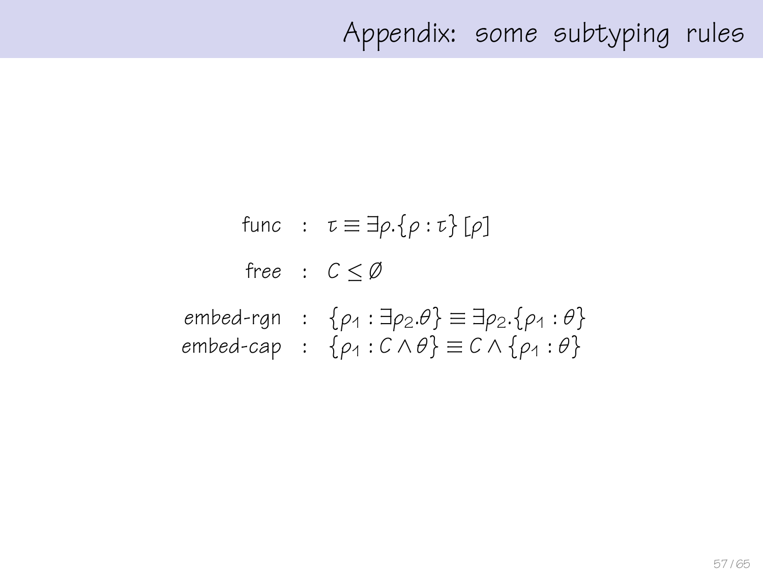# Appendix: some subtyping rules

$$
\begin{aligned}
\text{func} &: \quad \tau \equiv \exists \rho. \{\rho : \tau\} \, [\rho] \\
\text{free} &: \quad C \leq \emptyset \\
\text{embed-rgn} &: \quad \{\rho_1 : \exists \rho_2 . \theta\} \equiv \exists \rho_2 . \{\rho_1 : \theta\} \\
\text{embed-cap} &: \quad \{\rho_1 : C \wedge \theta\} \equiv C \wedge \{\rho_1 : \theta\}
\end{aligned}
$$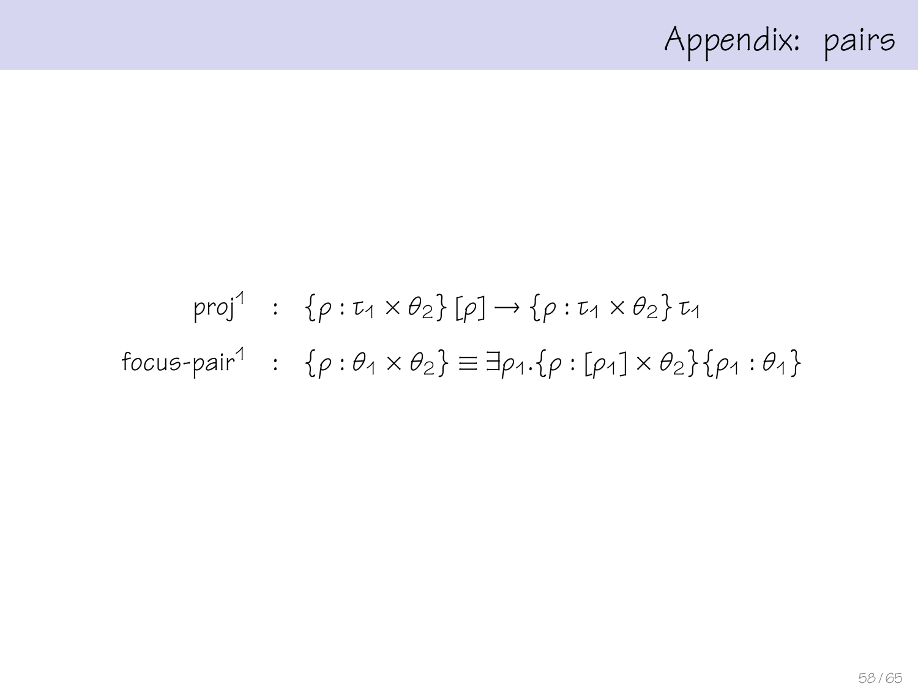# Appendix: pairs

$$
\begin{aligned}
\mathsf{proj}^1 \quad &: \quad \{\rho : \tau_1 \times \theta_2\}\,[\rho] \to \{\rho : \tau_1 \times \theta_2\}\,\tau_1 \\
\mathsf{focus\text{-}pair}^1 \quad &: \quad \{\rho : \theta_1 \times \theta_2\} \equiv \exists \rho_1.\{\rho : [\rho_1] \times \theta_2\}\{\rho_1 : \theta_1\}
\end{aligned}
$$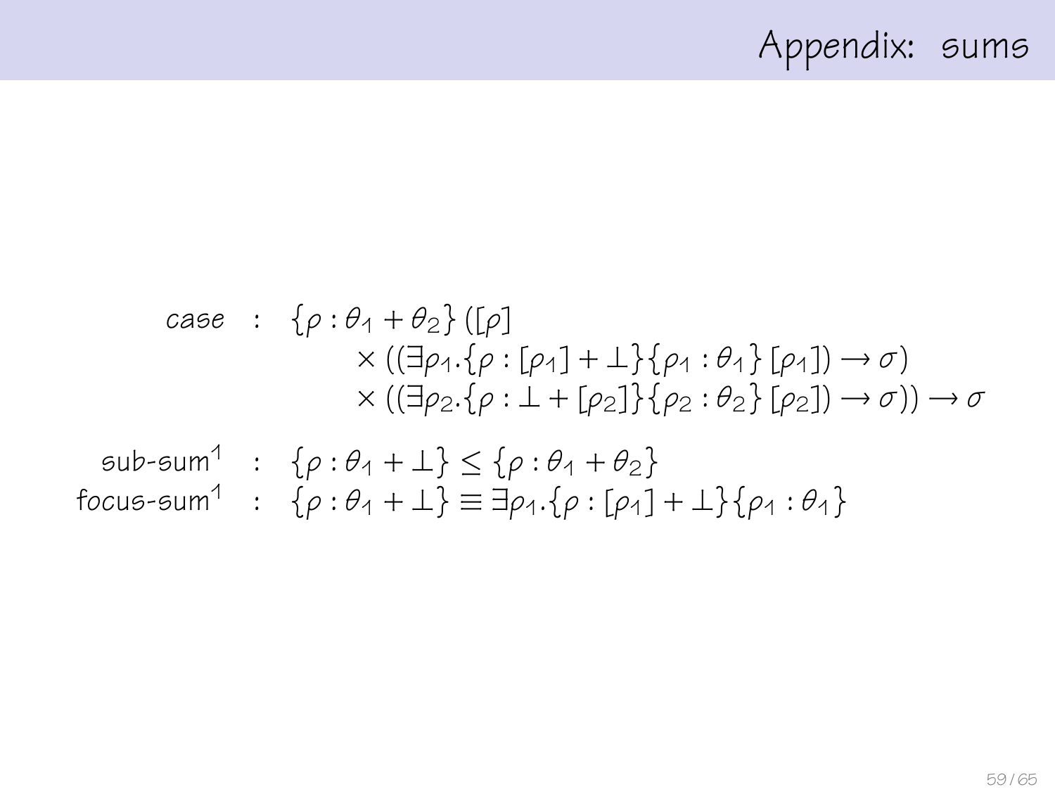# Appendix: sums

$$
\begin{aligned}
\textit{case} \quad &: \quad \{\rho : \theta_1 + \theta_2\}\,([\rho] \\
&\qquad\quad \times ((\exists \rho_1.\{\rho : [\rho_1] + \bot\}\{\rho_1 : \theta_1\}\,[\rho_1]) \rightarrow \sigma) \\
&\qquad\quad \times ((\exists \rho_2.\{\rho : \bot + [\rho_2]\}\{\rho_2 : \theta_2\}\,[\rho_2]) \rightarrow \sigma)) \rightarrow \sigma
\end{aligned}
$$

$$
\begin{aligned}
\text{sub-sum}^1 \quad &: \quad \{\rho : \theta_1 + \bot\} \leq \{\rho : \theta_1 + \theta_2\} \\
\text{focus-sum}^1 \quad &: \quad \{\rho : \theta_1 + \bot\} \equiv \exists \rho_1.\{\rho : [\rho_1] + \bot\}\{\rho_1 : \theta_1\}
\end{aligned}
$$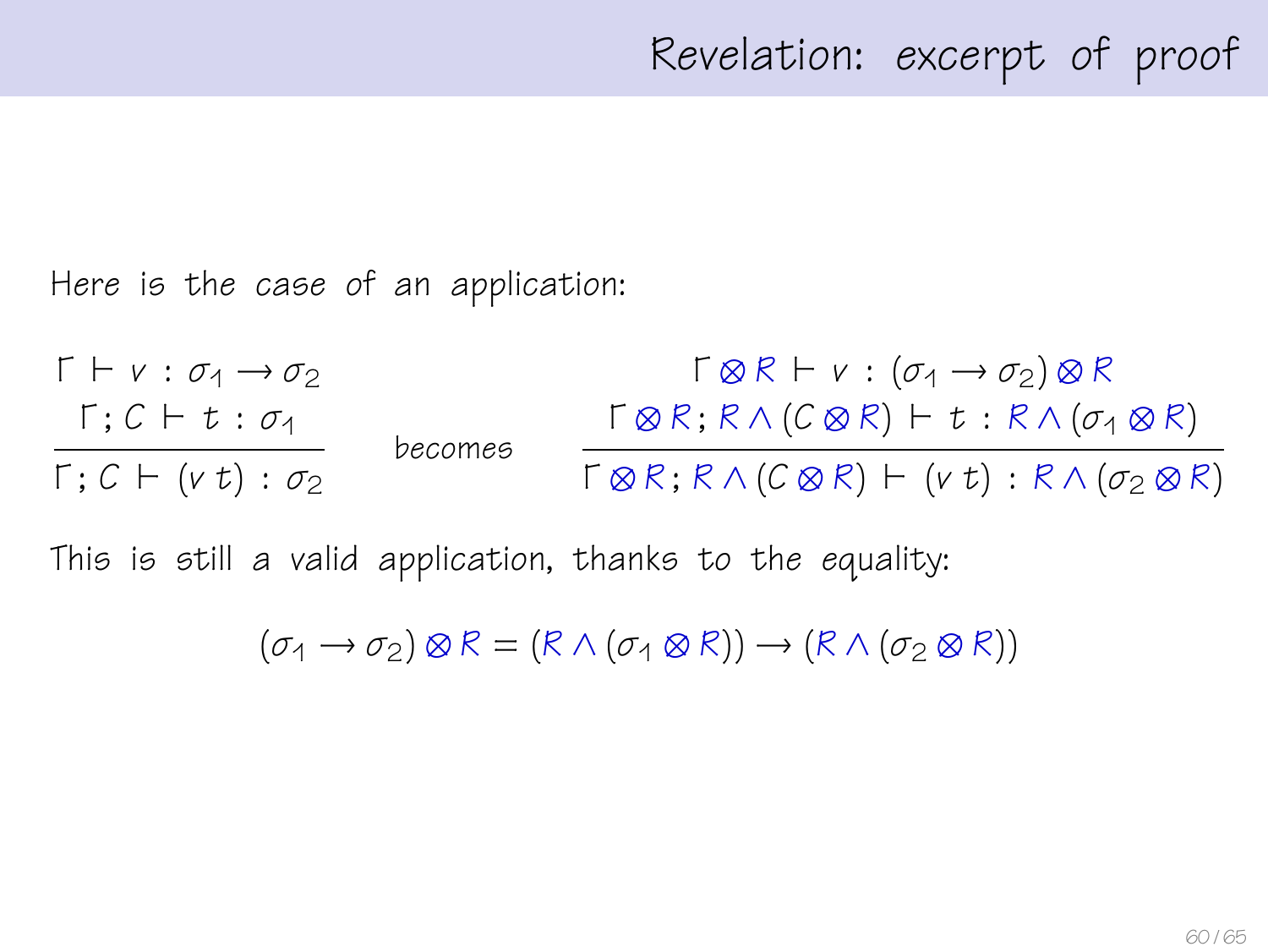# Revelation: excerpt of proof

Here is the case of an application:

$$
\frac{\Gamma \vdash v : \sigma_1 \rightarrow \sigma_2 \qquad \Gamma ; C \vdash t : \sigma_1}{\Gamma ; C \vdash (v\, t) : \sigma_2}
\quad \text{becomes} \quad
\frac{\Gamma \otimes R \vdash v : (\sigma_1 \rightarrow \sigma_2) \otimes R \qquad \Gamma \otimes R ; R \wedge (C \otimes R) \vdash t : R \wedge (\sigma_1 \otimes R)}{\Gamma \otimes R ; R \wedge (C \otimes R) \vdash (v\, t) : R \wedge (\sigma_2 \otimes R)}
$$

This is still a valid application, thanks to the equality:

$$
(\sigma_1 \rightarrow \sigma_2) \otimes R = (R \wedge (\sigma_1 \otimes R)) \rightarrow (R \wedge (\sigma_2 \otimes R))
$$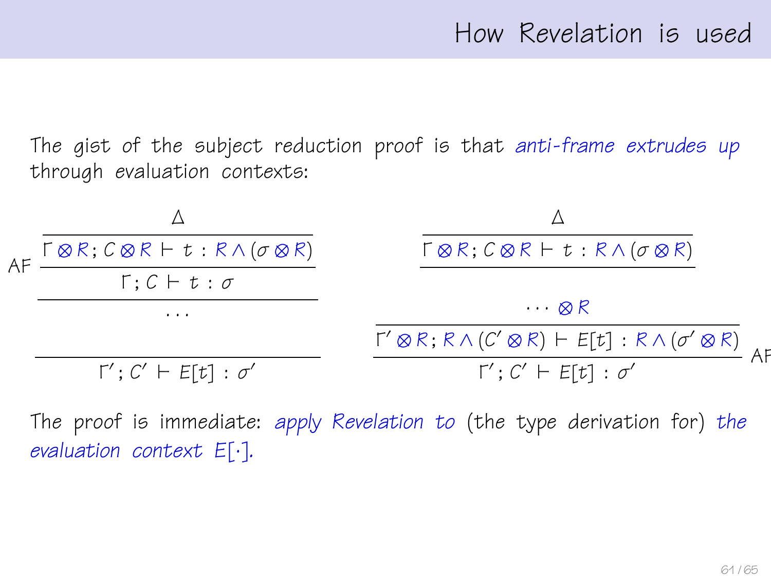# How Revelation is used

The gist of the subject reduction proof is that *anti-frame extrudes up* through evaluation contexts:

$$
\dfrac{\dfrac{\dfrac{\Delta}{\Gamma \otimes R; C \otimes R \vdash t : R \wedge (\sigma \otimes R)}}{\Gamma; C \vdash t : \sigma}\text{AF}}{\dfrac{\cdots}{\Gamma'; C' \vdash E[t] : \sigma'}}
\qquad
\dfrac{\dfrac{\dfrac{\Delta}{\Gamma \otimes R; C \otimes R \vdash t : R \wedge (\sigma \otimes R)}}{\cdots \otimes R}}{\dfrac{\Gamma' \otimes R; R \wedge (C' \otimes R) \vdash E[t] : R \wedge (\sigma' \otimes R)}{\Gamma'; C' \vdash E[t] : \sigma'}\text{AF}}
$$

The proof is immediate: *apply Revelation to* (the type derivation for) *the evaluation context* $E[\cdot]$.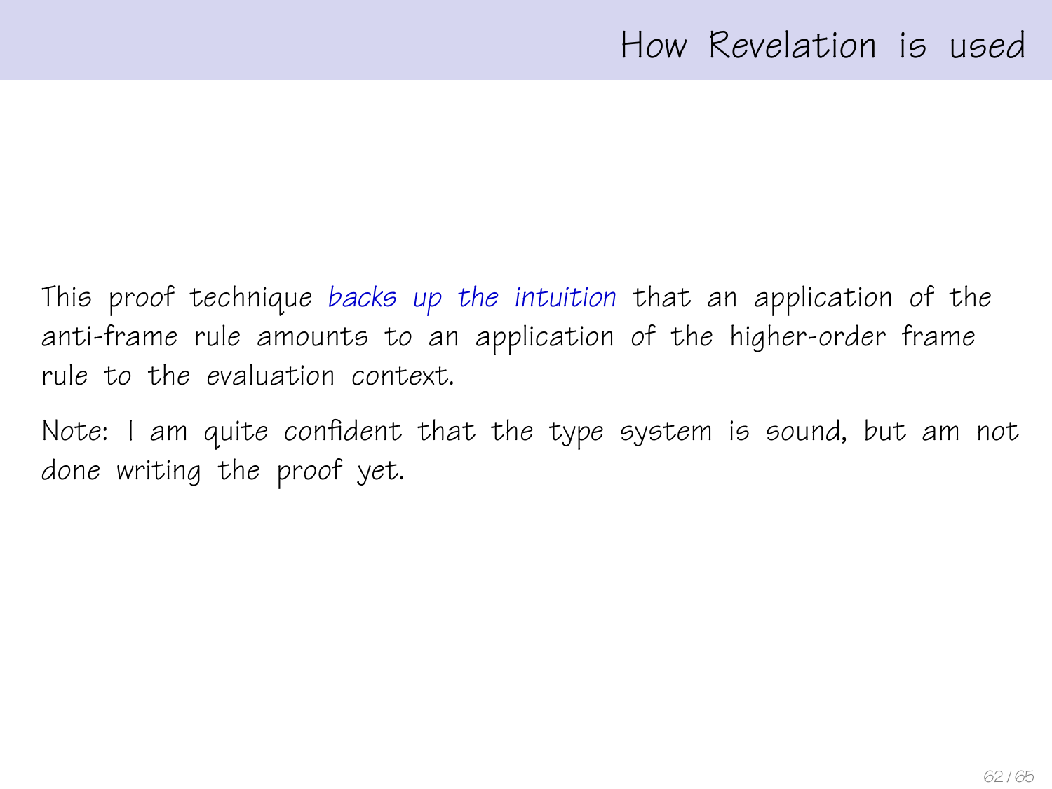# How Revelation is used

This proof technique *backs up the intuition* that an application of the anti-frame rule amounts to an application of the higher-order frame rule to the evaluation context.

Note: I am quite confident that the type system is sound, but am not done writing the proof yet.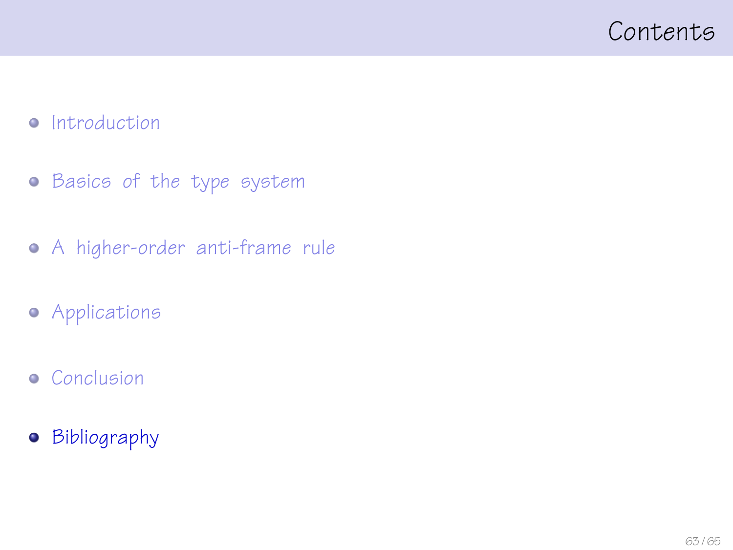# Contents

- Introduction
- Basics of the type system
- A higher-order anti-frame rule
- Applications
- Conclusion
- Bibliography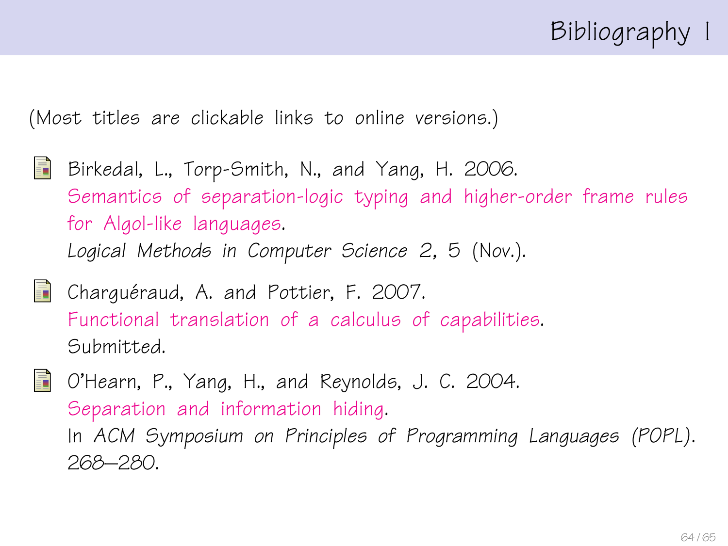# Bibliography I

(Most titles are clickable links to online versions.)

- Birkedal, L., Torp-Smith, N., and Yang, H. 2006.
  Semantics of separation-logic typing and higher-order frame rules for Algol-like languages.
  *Logical Methods in Computer Science* 2, 5 (Nov.).

- Charguéraud, A. and Pottier, F. 2007.
  Functional translation of a calculus of capabilities.
  Submitted.

- O'Hearn, P., Yang, H., and Reynolds, J. C. 2004.
  Separation and information hiding.
  In *ACM Symposium on Principles of Programming Languages (POPL)*. 268–280.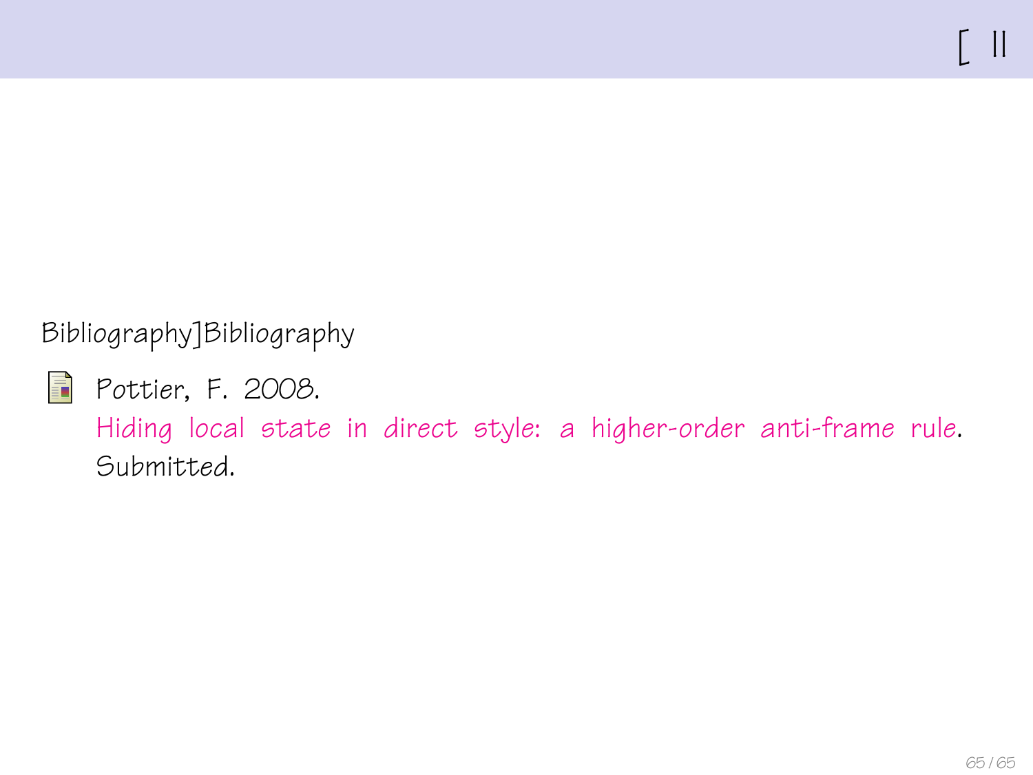[ II

Bibliography]Bibliography

Pottier, F. 2008.
Hiding local state in direct style: a higher-order anti-frame rule.
Submitted.